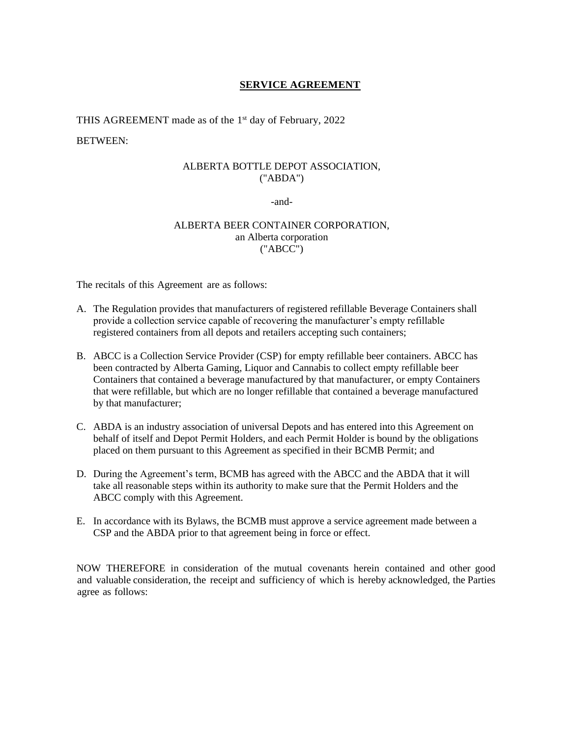# SERVICE AGREEMENT

THIS AGREEMENT made as of the 1st day of February, 2022

BETWEEN:

ALBERTA BOTTLE DEPOT ASSOCIATION,
("ABDA")

-and-

ALBERTA BEER CONTAINER CORPORATION,
an Alberta corporation
("ABCC")

The recitals of this Agreement are as follows:

A. The Regulation provides that manufacturers of registered refillable Beverage Containers shall provide a collection service capable of recovering the manufacturer's empty refillable registered containers from all depots and retailers accepting such containers;

B. ABCC is a Collection Service Provider (CSP) for empty refillable beer containers. ABCC has been contracted by Alberta Gaming, Liquor and Cannabis to collect empty refillable beer Containers that contained a beverage manufactured by that manufacturer, or empty Containers that were refillable, but which are no longer refillable that contained a beverage manufactured by that manufacturer;

C. ABDA is an industry association of universal Depots and has entered into this Agreement on behalf of itself and Depot Permit Holders, and each Permit Holder is bound by the obligations placed on them pursuant to this Agreement as specified in their BCMB Permit; and

D. During the Agreement's term, BCMB has agreed with the ABCC and the ABDA that it will take all reasonable steps within its authority to make sure that the Permit Holders and the ABCC comply with this Agreement.

E. In accordance with its Bylaws, the BCMB must approve a service agreement made between a CSP and the ABDA prior to that agreement being in force or effect.

NOW THEREFORE in consideration of the mutual covenants herein contained and other good and valuable consideration, the receipt and sufficiency of which is hereby acknowledged, the Parties agree as follows: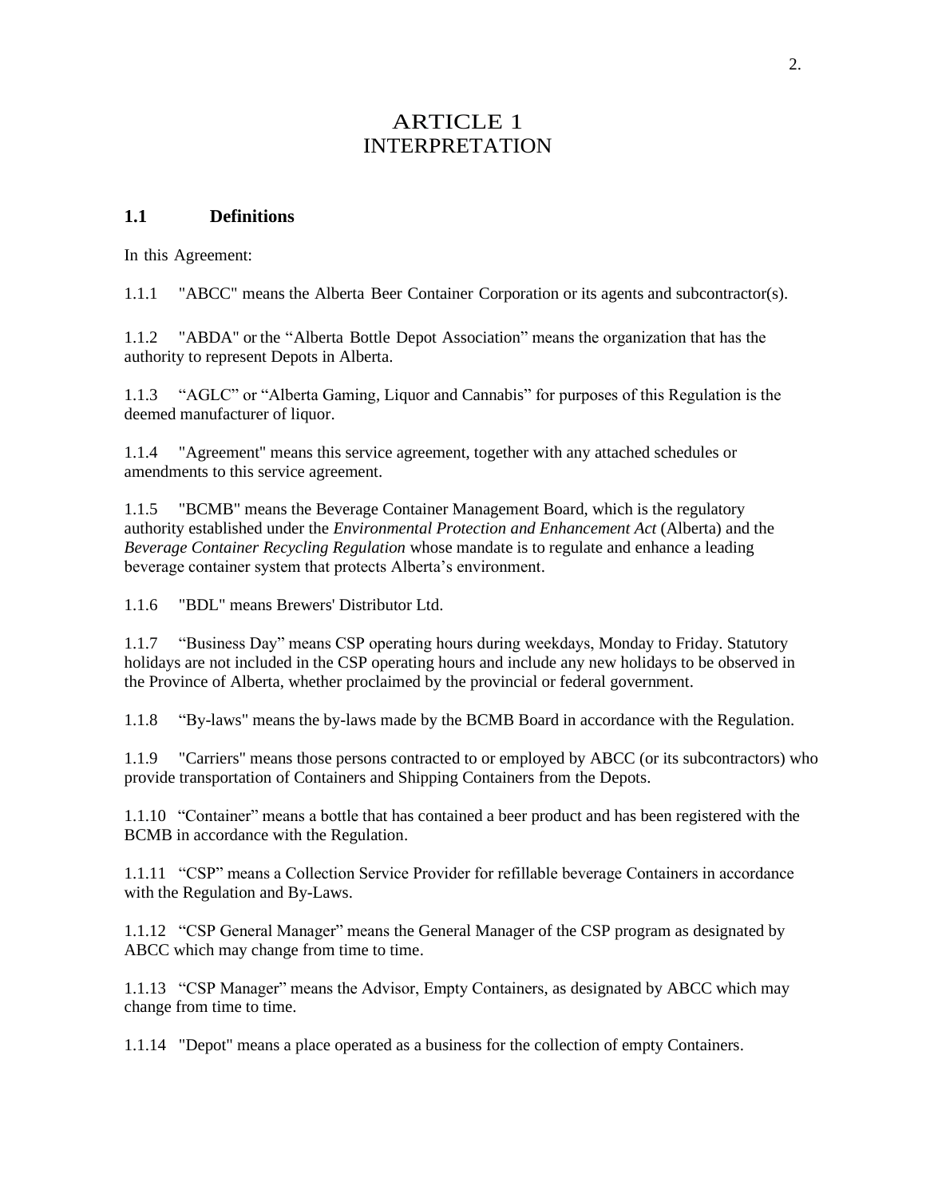# ARTICLE 1
# INTERPRETATION

## 1.1 Definitions

In this Agreement:

1.1.1 "ABCC" means the Alberta Beer Container Corporation or its agents and subcontractor(s).

1.1.2 "ABDA" or the "Alberta Bottle Depot Association" means the organization that has the authority to represent Depots in Alberta.

1.1.3 "AGLC" or "Alberta Gaming, Liquor and Cannabis" for purposes of this Regulation is the deemed manufacturer of liquor.

1.1.4 "Agreement" means this service agreement, together with any attached schedules or amendments to this service agreement.

1.1.5 "BCMB" means the Beverage Container Management Board, which is the regulatory authority established under the *Environmental Protection and Enhancement Act* (Alberta) and the *Beverage Container Recycling Regulation* whose mandate is to regulate and enhance a leading beverage container system that protects Alberta's environment.

1.1.6 "BDL" means Brewers' Distributor Ltd.

1.1.7 "Business Day" means CSP operating hours during weekdays, Monday to Friday. Statutory holidays are not included in the CSP operating hours and include any new holidays to be observed in the Province of Alberta, whether proclaimed by the provincial or federal government.

1.1.8 "By-laws" means the by-laws made by the BCMB Board in accordance with the Regulation.

1.1.9 "Carriers" means those persons contracted to or employed by ABCC (or its subcontractors) who provide transportation of Containers and Shipping Containers from the Depots.

1.1.10 "Container" means a bottle that has contained a beer product and has been registered with the BCMB in accordance with the Regulation.

1.1.11 "CSP" means a Collection Service Provider for refillable beverage Containers in accordance with the Regulation and By-Laws.

1.1.12 "CSP General Manager" means the General Manager of the CSP program as designated by ABCC which may change from time to time.

1.1.13 "CSP Manager" means the Advisor, Empty Containers, as designated by ABCC which may change from time to time.

1.1.14 "Depot" means a place operated as a business for the collection of empty Containers.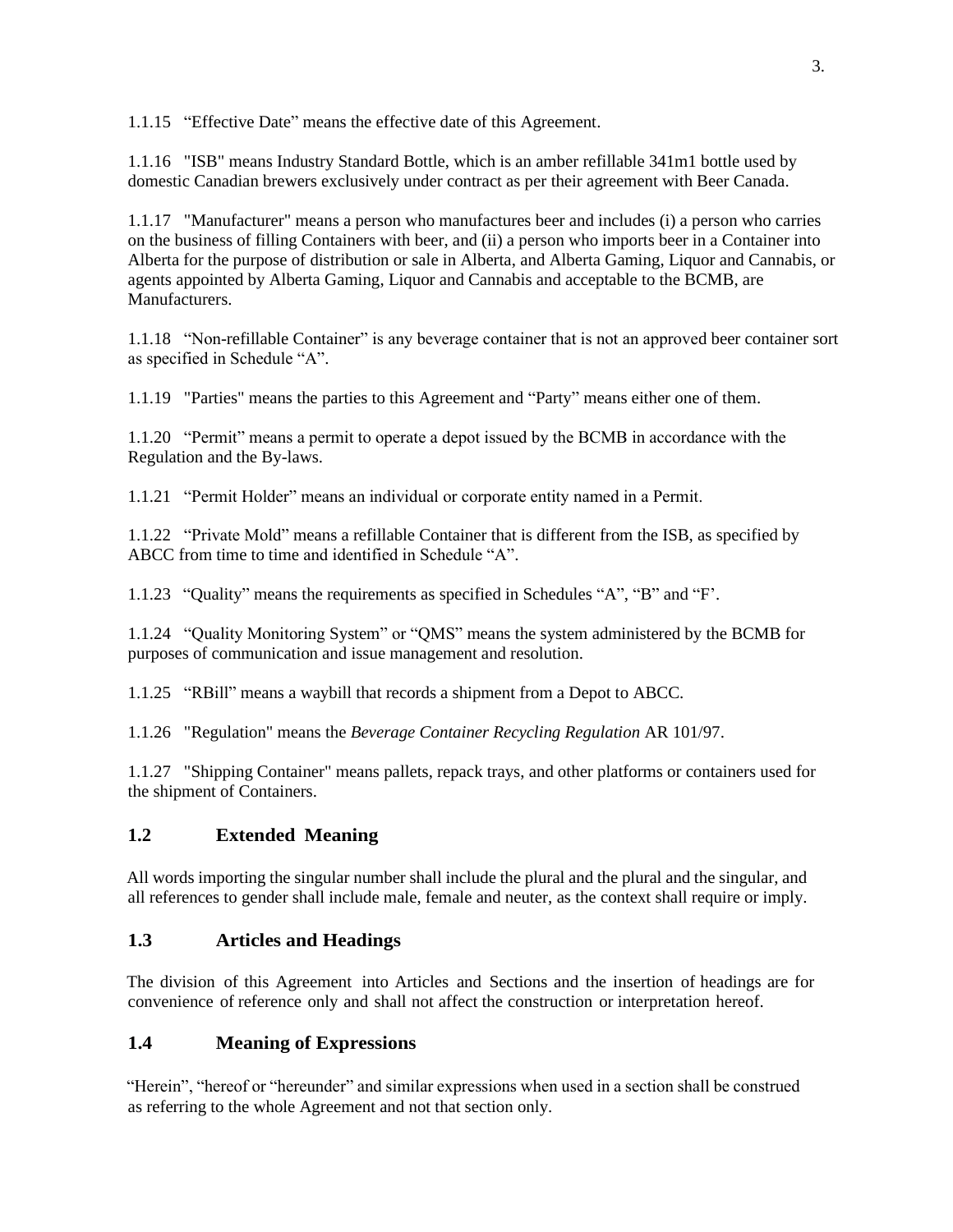1.1.15 "Effective Date" means the effective date of this Agreement.

1.1.16 "ISB" means Industry Standard Bottle, which is an amber refillable 341m1 bottle used by domestic Canadian brewers exclusively under contract as per their agreement with Beer Canada.

1.1.17 "Manufacturer" means a person who manufactures beer and includes (i) a person who carries on the business of filling Containers with beer, and (ii) a person who imports beer in a Container into Alberta for the purpose of distribution or sale in Alberta, and Alberta Gaming, Liquor and Cannabis, or agents appointed by Alberta Gaming, Liquor and Cannabis and acceptable to the BCMB, are Manufacturers.

1.1.18 "Non-refillable Container" is any beverage container that is not an approved beer container sort as specified in Schedule "A".

1.1.19 "Parties" means the parties to this Agreement and "Party" means either one of them.

1.1.20 "Permit" means a permit to operate a depot issued by the BCMB in accordance with the Regulation and the By-laws.

1.1.21 "Permit Holder" means an individual or corporate entity named in a Permit.

1.1.22 "Private Mold" means a refillable Container that is different from the ISB, as specified by ABCC from time to time and identified in Schedule "A".

1.1.23 "Quality" means the requirements as specified in Schedules "A", "B" and "F'.

1.1.24 "Quality Monitoring System" or "QMS" means the system administered by the BCMB for purposes of communication and issue management and resolution.

1.1.25 "RBill" means a waybill that records a shipment from a Depot to ABCC.

1.1.26 "Regulation" means the *Beverage Container Recycling Regulation* AR 101/97.

1.1.27 "Shipping Container" means pallets, repack trays, and other platforms or containers used for the shipment of Containers.

## 1.2 Extended Meaning

All words importing the singular number shall include the plural and the plural and the singular, and all references to gender shall include male, female and neuter, as the context shall require or imply.

## 1.3 Articles and Headings

The division of this Agreement into Articles and Sections and the insertion of headings are for convenience of reference only and shall not affect the construction or interpretation hereof.

## 1.4 Meaning of Expressions

"Herein", "hereof or "hereunder" and similar expressions when used in a section shall be construed as referring to the whole Agreement and not that section only.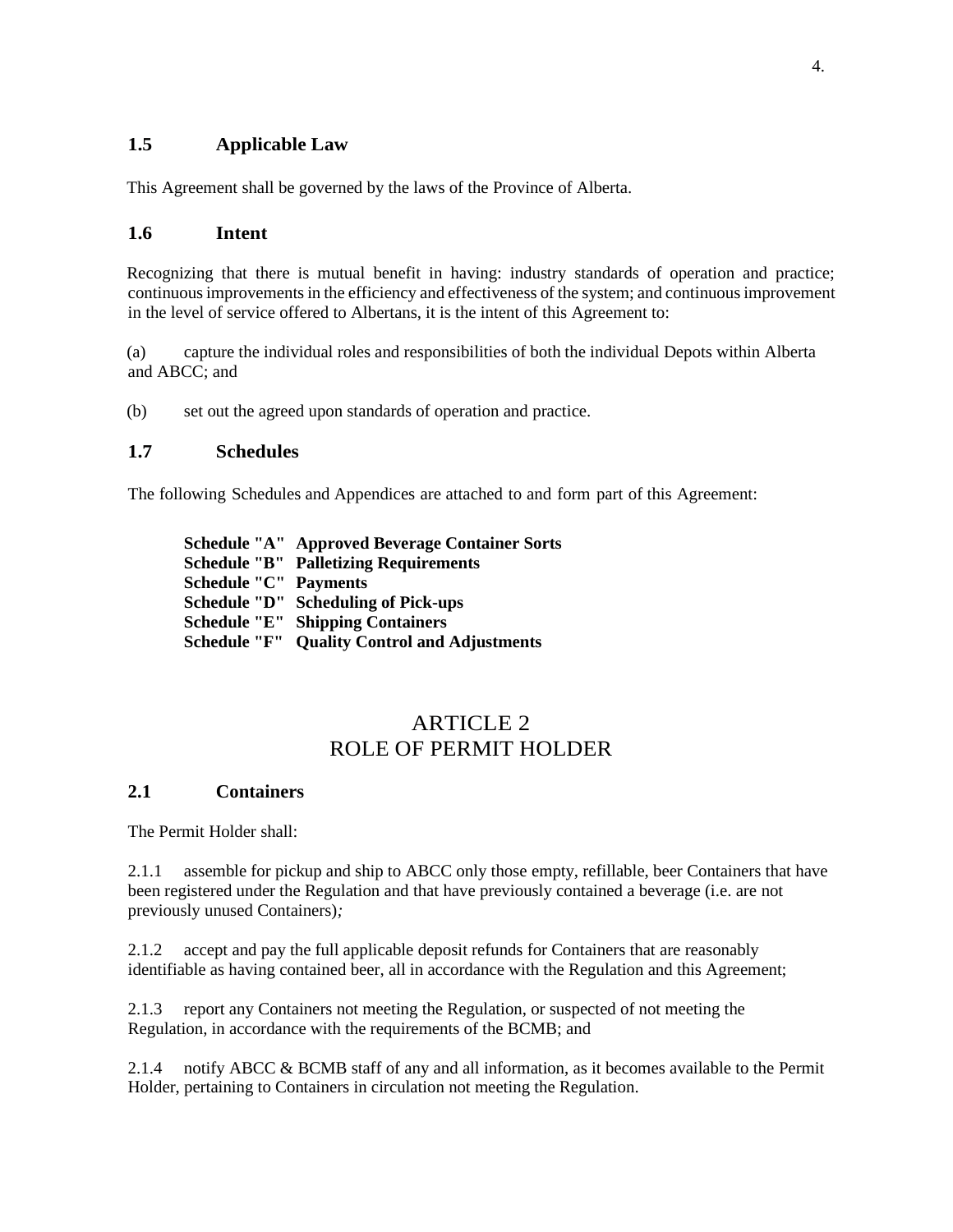### 1.5 Applicable Law

This Agreement shall be governed by the laws of the Province of Alberta.

### 1.6 Intent

Recognizing that there is mutual benefit in having: industry standards of operation and practice; continuous improvements in the efficiency and effectiveness of the system; and continuous improvement in the level of service offered to Albertans, it is the intent of this Agreement to:

(a) capture the individual roles and responsibilities of both the individual Depots within Alberta and ABCC; and

(b) set out the agreed upon standards of operation and practice.

### 1.7 Schedules

The following Schedules and Appendices are attached to and form part of this Agreement:

**Schedule "A" Approved Beverage Container Sorts**
**Schedule "B" Palletizing Requirements**
**Schedule "C" Payments**
**Schedule "D" Scheduling of Pick-ups**
**Schedule "E" Shipping Containers**
**Schedule "F" Quality Control and Adjustments**

## ARTICLE 2
## ROLE OF PERMIT HOLDER

### 2.1 Containers

The Permit Holder shall:

2.1.1 assemble for pickup and ship to ABCC only those empty, refillable, beer Containers that have been registered under the Regulation and that have previously contained a beverage (i.e. are not previously unused Containers)*;*

2.1.2 accept and pay the full applicable deposit refunds for Containers that are reasonably identifiable as having contained beer, all in accordance with the Regulation and this Agreement;

2.1.3 report any Containers not meeting the Regulation, or suspected of not meeting the Regulation, in accordance with the requirements of the BCMB; and

2.1.4 notify ABCC & BCMB staff of any and all information, as it becomes available to the Permit Holder, pertaining to Containers in circulation not meeting the Regulation.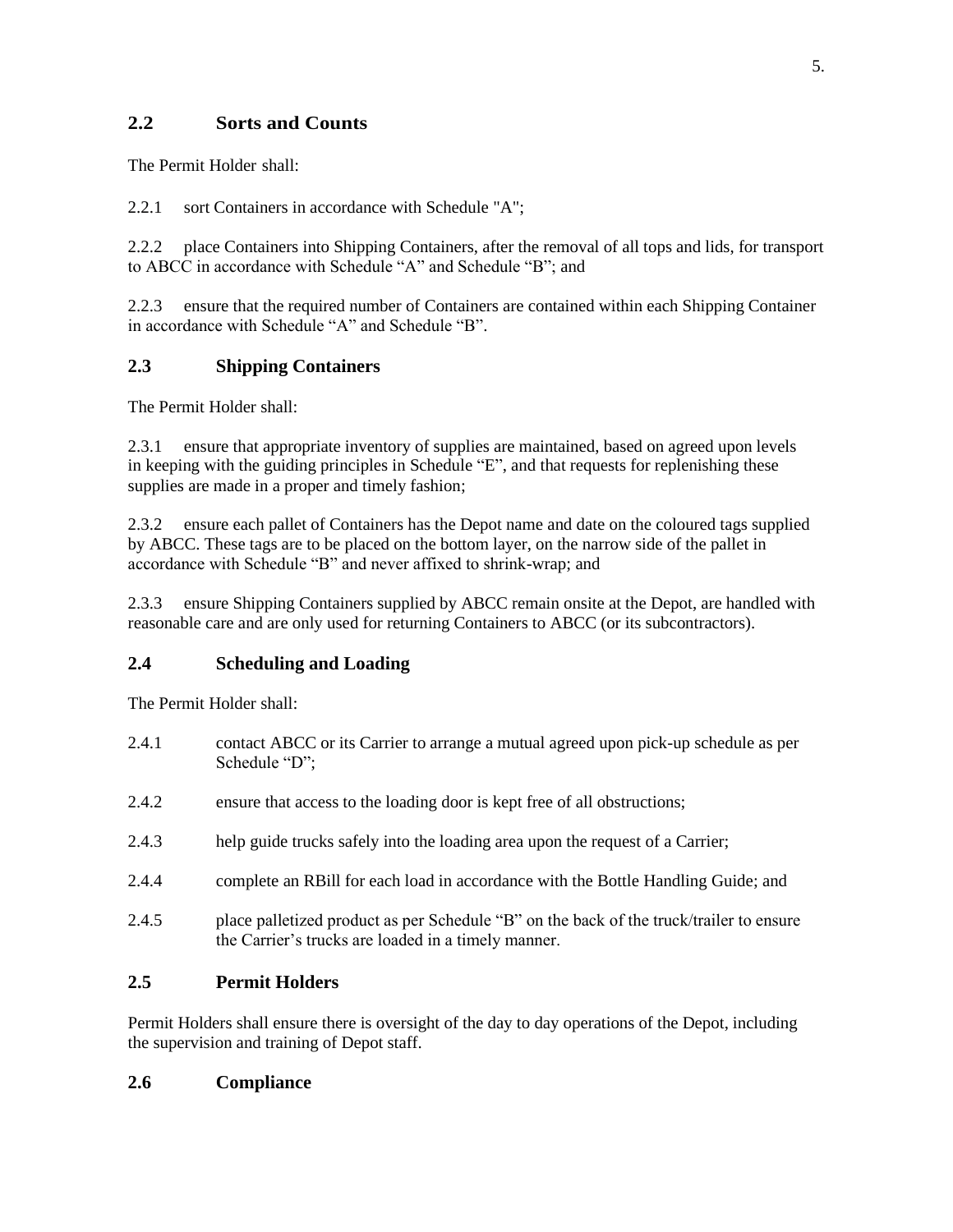## 2.2 Sorts and Counts

The Permit Holder shall:

2.2.1 sort Containers in accordance with Schedule "A";

2.2.2 place Containers into Shipping Containers, after the removal of all tops and lids, for transport to ABCC in accordance with Schedule "A" and Schedule "B"; and

2.2.3 ensure that the required number of Containers are contained within each Shipping Container in accordance with Schedule "A" and Schedule "B".

## 2.3 Shipping Containers

The Permit Holder shall:

2.3.1 ensure that appropriate inventory of supplies are maintained, based on agreed upon levels in keeping with the guiding principles in Schedule "E", and that requests for replenishing these supplies are made in a proper and timely fashion;

2.3.2 ensure each pallet of Containers has the Depot name and date on the coloured tags supplied by ABCC. These tags are to be placed on the bottom layer, on the narrow side of the pallet in accordance with Schedule "B" and never affixed to shrink-wrap; and

2.3.3 ensure Shipping Containers supplied by ABCC remain onsite at the Depot, are handled with reasonable care and are only used for returning Containers to ABCC (or its subcontractors).

## 2.4 Scheduling and Loading

The Permit Holder shall:

2.4.1 contact ABCC or its Carrier to arrange a mutual agreed upon pick-up schedule as per Schedule "D";

2.4.2 ensure that access to the loading door is kept free of all obstructions;

2.4.3 help guide trucks safely into the loading area upon the request of a Carrier;

2.4.4 complete an RBill for each load in accordance with the Bottle Handling Guide; and

2.4.5 place palletized product as per Schedule "B" on the back of the truck/trailer to ensure the Carrier's trucks are loaded in a timely manner.

## 2.5 Permit Holders

Permit Holders shall ensure there is oversight of the day to day operations of the Depot, including the supervision and training of Depot staff.

## 2.6 Compliance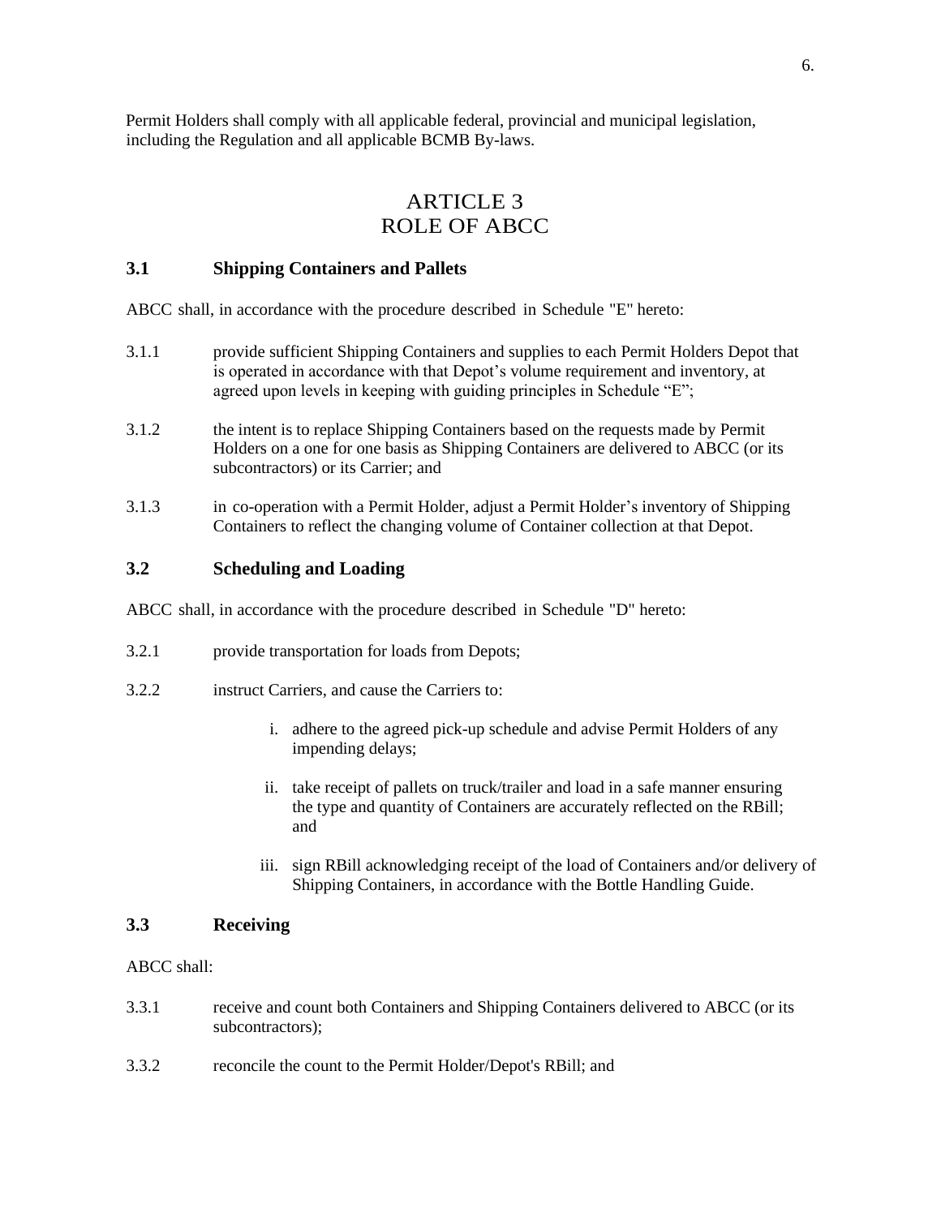Permit Holders shall comply with all applicable federal, provincial and municipal legislation, including the Regulation and all applicable BCMB By-laws.

# ARTICLE 3
# ROLE OF ABCC

### 3.1 Shipping Containers and Pallets

ABCC shall, in accordance with the procedure described in Schedule "E" hereto:

3.1.1 provide sufficient Shipping Containers and supplies to each Permit Holders Depot that is operated in accordance with that Depot's volume requirement and inventory, at agreed upon levels in keeping with guiding principles in Schedule "E";

3.1.2 the intent is to replace Shipping Containers based on the requests made by Permit Holders on a one for one basis as Shipping Containers are delivered to ABCC (or its subcontractors) or its Carrier; and

3.1.3 in co-operation with a Permit Holder, adjust a Permit Holder's inventory of Shipping Containers to reflect the changing volume of Container collection at that Depot.

### 3.2 Scheduling and Loading

ABCC shall, in accordance with the procedure described in Schedule "D" hereto:

3.2.1 provide transportation for loads from Depots;

3.2.2 instruct Carriers, and cause the Carriers to:

i. adhere to the agreed pick-up schedule and advise Permit Holders of any impending delays;

ii. take receipt of pallets on truck/trailer and load in a safe manner ensuring the type and quantity of Containers are accurately reflected on the RBill; and

iii. sign RBill acknowledging receipt of the load of Containers and/or delivery of Shipping Containers, in accordance with the Bottle Handling Guide.

### 3.3 Receiving

ABCC shall:

3.3.1 receive and count both Containers and Shipping Containers delivered to ABCC (or its subcontractors);

3.3.2 reconcile the count to the Permit Holder/Depot's RBill; and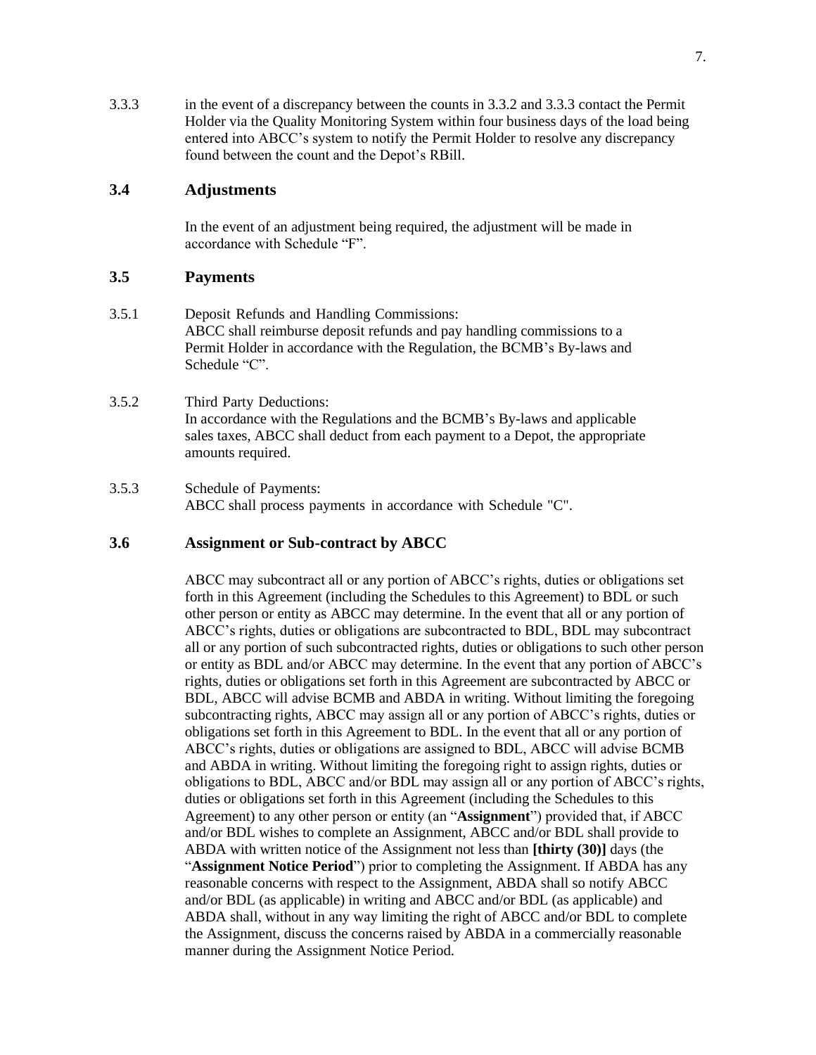3.3.3 in the event of a discrepancy between the counts in 3.3.2 and 3.3.3 contact the Permit Holder via the Quality Monitoring System within four business days of the load being entered into ABCC's system to notify the Permit Holder to resolve any discrepancy found between the count and the Depot's RBill.

### 3.4 Adjustments

In the event of an adjustment being required, the adjustment will be made in accordance with Schedule "F".

### 3.5 Payments

3.5.1 Deposit Refunds and Handling Commissions:
ABCC shall reimburse deposit refunds and pay handling commissions to a Permit Holder in accordance with the Regulation, the BCMB's By-laws and Schedule "C".

3.5.2 Third Party Deductions:
In accordance with the Regulations and the BCMB's By-laws and applicable sales taxes, ABCC shall deduct from each payment to a Depot, the appropriate amounts required.

3.5.3 Schedule of Payments:
ABCC shall process payments in accordance with Schedule "C".

### 3.6 Assignment or Sub-contract by ABCC

ABCC may subcontract all or any portion of ABCC's rights, duties or obligations set forth in this Agreement (including the Schedules to this Agreement) to BDL or such other person or entity as ABCC may determine. In the event that all or any portion of ABCC's rights, duties or obligations are subcontracted to BDL, BDL may subcontract all or any portion of such subcontracted rights, duties or obligations to such other person or entity as BDL and/or ABCC may determine. In the event that any portion of ABCC's rights, duties or obligations set forth in this Agreement are subcontracted by ABCC or BDL, ABCC will advise BCMB and ABDA in writing. Without limiting the foregoing subcontracting rights, ABCC may assign all or any portion of ABCC's rights, duties or obligations set forth in this Agreement to BDL. In the event that all or any portion of ABCC's rights, duties or obligations are assigned to BDL, ABCC will advise BCMB and ABDA in writing. Without limiting the foregoing right to assign rights, duties or obligations to BDL, ABCC and/or BDL may assign all or any portion of ABCC's rights, duties or obligations set forth in this Agreement (including the Schedules to this Agreement) to any other person or entity (an "**Assignment**") provided that, if ABCC and/or BDL wishes to complete an Assignment, ABCC and/or BDL shall provide to ABDA with written notice of the Assignment not less than **[thirty (30)]** days (the "**Assignment Notice Period**") prior to completing the Assignment. If ABDA has any reasonable concerns with respect to the Assignment, ABDA shall so notify ABCC and/or BDL (as applicable) in writing and ABCC and/or BDL (as applicable) and ABDA shall, without in any way limiting the right of ABCC and/or BDL to complete the Assignment, discuss the concerns raised by ABDA in a commercially reasonable manner during the Assignment Notice Period.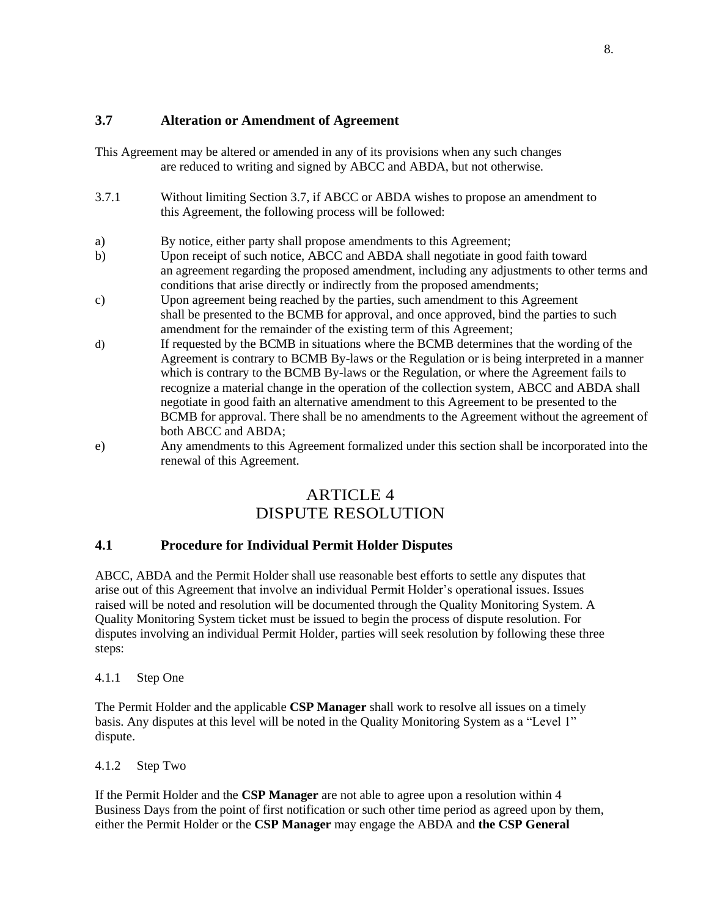### 3.7 Alteration or Amendment of Agreement

This Agreement may be altered or amended in any of its provisions when any such changes are reduced to writing and signed by ABCC and ABDA, but not otherwise.

3.7.1 Without limiting Section 3.7, if ABCC or ABDA wishes to propose an amendment to this Agreement, the following process will be followed:

a) By notice, either party shall propose amendments to this Agreement;

b) Upon receipt of such notice, ABCC and ABDA shall negotiate in good faith toward an agreement regarding the proposed amendment, including any adjustments to other terms and conditions that arise directly or indirectly from the proposed amendments;

c) Upon agreement being reached by the parties, such amendment to this Agreement shall be presented to the BCMB for approval, and once approved, bind the parties to such amendment for the remainder of the existing term of this Agreement;

d) If requested by the BCMB in situations where the BCMB determines that the wording of the Agreement is contrary to BCMB By-laws or the Regulation or is being interpreted in a manner which is contrary to the BCMB By-laws or the Regulation, or where the Agreement fails to recognize a material change in the operation of the collection system, ABCC and ABDA shall negotiate in good faith an alternative amendment to this Agreement to be presented to the BCMB for approval. There shall be no amendments to the Agreement without the agreement of both ABCC and ABDA;

e) Any amendments to this Agreement formalized under this section shall be incorporated into the renewal of this Agreement.

## ARTICLE 4
## DISPUTE RESOLUTION

### 4.1 Procedure for Individual Permit Holder Disputes

ABCC, ABDA and the Permit Holder shall use reasonable best efforts to settle any disputes that arise out of this Agreement that involve an individual Permit Holder's operational issues. Issues raised will be noted and resolution will be documented through the Quality Monitoring System. A Quality Monitoring System ticket must be issued to begin the process of dispute resolution. For disputes involving an individual Permit Holder, parties will seek resolution by following these three steps:

4.1.1 Step One

The Permit Holder and the applicable **CSP Manager** shall work to resolve all issues on a timely basis. Any disputes at this level will be noted in the Quality Monitoring System as a "Level 1" dispute.

4.1.2 Step Two

If the Permit Holder and the **CSP Manager** are not able to agree upon a resolution within 4 Business Days from the point of first notification or such other time period as agreed upon by them, either the Permit Holder or the **CSP Manager** may engage the ABDA and **the CSP General**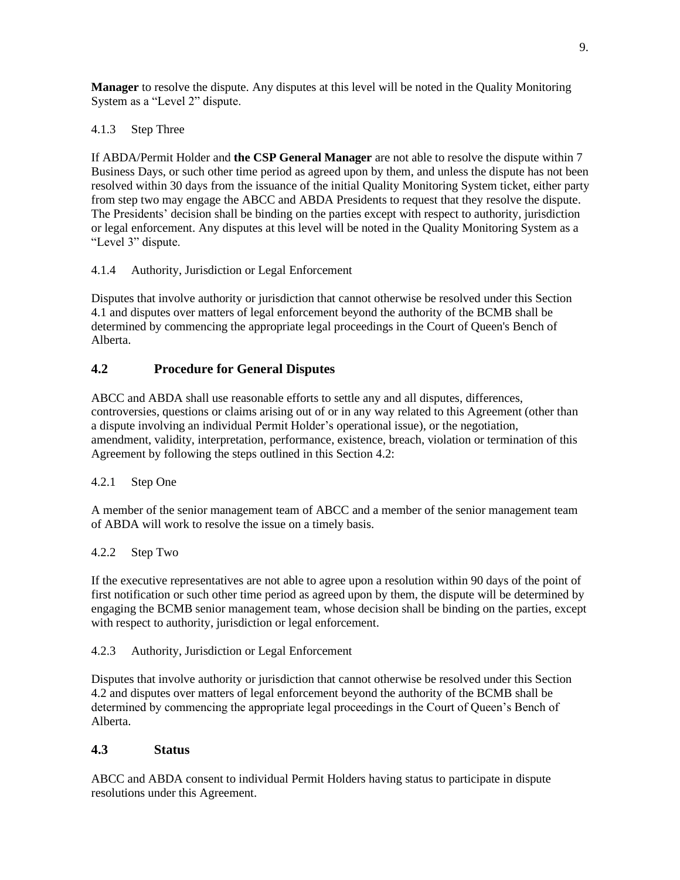**Manager** to resolve the dispute. Any disputes at this level will be noted in the Quality Monitoring System as a "Level 2" dispute.

4.1.3 Step Three

If ABDA/Permit Holder and **the CSP General Manager** are not able to resolve the dispute within 7 Business Days, or such other time period as agreed upon by them, and unless the dispute has not been resolved within 30 days from the issuance of the initial Quality Monitoring System ticket, either party from step two may engage the ABCC and ABDA Presidents to request that they resolve the dispute. The Presidents' decision shall be binding on the parties except with respect to authority, jurisdiction or legal enforcement. Any disputes at this level will be noted in the Quality Monitoring System as a "Level 3" dispute.

4.1.4 Authority, Jurisdiction or Legal Enforcement

Disputes that involve authority or jurisdiction that cannot otherwise be resolved under this Section 4.1 and disputes over matters of legal enforcement beyond the authority of the BCMB shall be determined by commencing the appropriate legal proceedings in the Court of Queen's Bench of Alberta.

## 4.2 Procedure for General Disputes

ABCC and ABDA shall use reasonable efforts to settle any and all disputes, differences, controversies, questions or claims arising out of or in any way related to this Agreement (other than a dispute involving an individual Permit Holder's operational issue), or the negotiation, amendment, validity, interpretation, performance, existence, breach, violation or termination of this Agreement by following the steps outlined in this Section 4.2:

4.2.1 Step One

A member of the senior management team of ABCC and a member of the senior management team of ABDA will work to resolve the issue on a timely basis.

4.2.2 Step Two

If the executive representatives are not able to agree upon a resolution within 90 days of the point of first notification or such other time period as agreed upon by them, the dispute will be determined by engaging the BCMB senior management team, whose decision shall be binding on the parties, except with respect to authority, jurisdiction or legal enforcement.

4.2.3 Authority, Jurisdiction or Legal Enforcement

Disputes that involve authority or jurisdiction that cannot otherwise be resolved under this Section 4.2 and disputes over matters of legal enforcement beyond the authority of the BCMB shall be determined by commencing the appropriate legal proceedings in the Court of Queen's Bench of Alberta.

## 4.3 Status

ABCC and ABDA consent to individual Permit Holders having status to participate in dispute resolutions under this Agreement.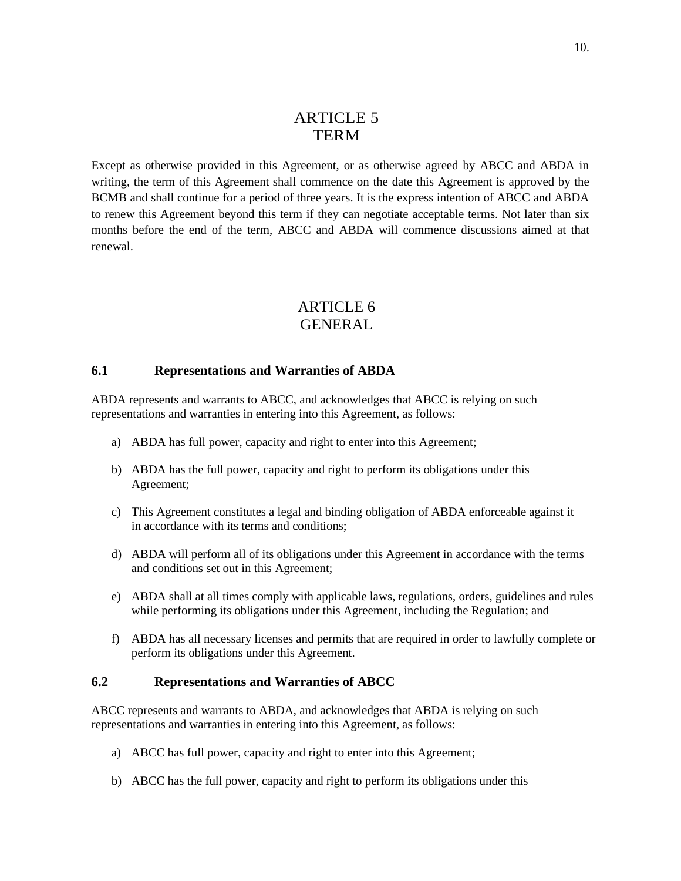# ARTICLE 5
# TERM

Except as otherwise provided in this Agreement, or as otherwise agreed by ABCC and ABDA in writing, the term of this Agreement shall commence on the date this Agreement is approved by the BCMB and shall continue for a period of three years. It is the express intention of ABCC and ABDA to renew this Agreement beyond this term if they can negotiate acceptable terms. Not later than six months before the end of the term, ABCC and ABDA will commence discussions aimed at that renewal.

# ARTICLE 6
# GENERAL

### 6.1 Representations and Warranties of ABDA

ABDA represents and warrants to ABCC, and acknowledges that ABCC is relying on such representations and warranties in entering into this Agreement, as follows:

a) ABDA has full power, capacity and right to enter into this Agreement;

b) ABDA has the full power, capacity and right to perform its obligations under this Agreement;

c) This Agreement constitutes a legal and binding obligation of ABDA enforceable against it in accordance with its terms and conditions;

d) ABDA will perform all of its obligations under this Agreement in accordance with the terms and conditions set out in this Agreement;

e) ABDA shall at all times comply with applicable laws, regulations, orders, guidelines and rules while performing its obligations under this Agreement, including the Regulation; and

f) ABDA has all necessary licenses and permits that are required in order to lawfully complete or perform its obligations under this Agreement.

### 6.2 Representations and Warranties of ABCC

ABCC represents and warrants to ABDA, and acknowledges that ABDA is relying on such representations and warranties in entering into this Agreement, as follows:

a) ABCC has full power, capacity and right to enter into this Agreement;

b) ABCC has the full power, capacity and right to perform its obligations under this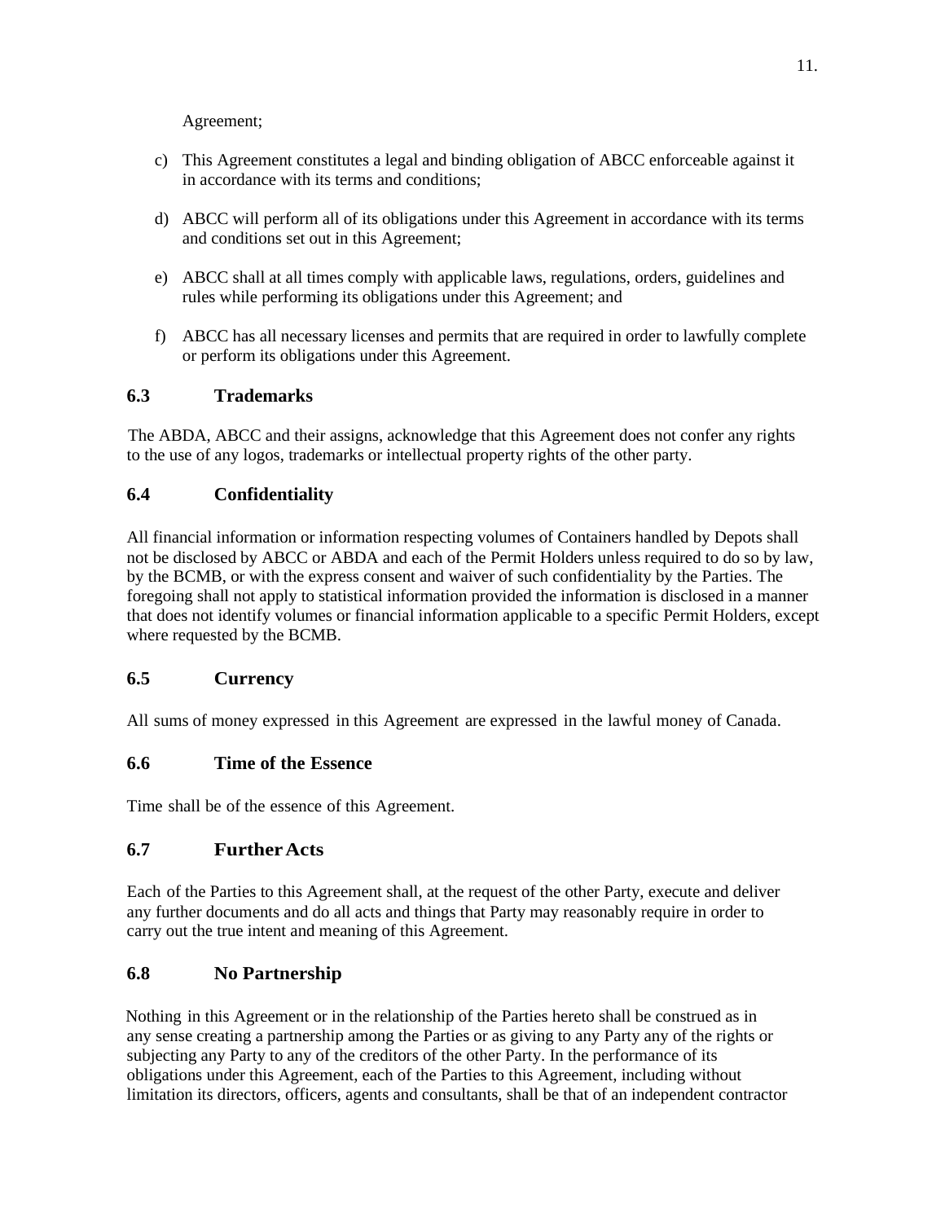Agreement;

c) This Agreement constitutes a legal and binding obligation of ABCC enforceable against it in accordance with its terms and conditions;

d) ABCC will perform all of its obligations under this Agreement in accordance with its terms and conditions set out in this Agreement;

e) ABCC shall at all times comply with applicable laws, regulations, orders, guidelines and rules while performing its obligations under this Agreement; and

f) ABCC has all necessary licenses and permits that are required in order to lawfully complete or perform its obligations under this Agreement.

### 6.3 Trademarks

The ABDA, ABCC and their assigns, acknowledge that this Agreement does not confer any rights to the use of any logos, trademarks or intellectual property rights of the other party.

### 6.4 Confidentiality

All financial information or information respecting volumes of Containers handled by Depots shall not be disclosed by ABCC or ABDA and each of the Permit Holders unless required to do so by law, by the BCMB, or with the express consent and waiver of such confidentiality by the Parties. The foregoing shall not apply to statistical information provided the information is disclosed in a manner that does not identify volumes or financial information applicable to a specific Permit Holders, except where requested by the BCMB.

### 6.5 Currency

All sums of money expressed in this Agreement are expressed in the lawful money of Canada.

### 6.6 Time of the Essence

Time shall be of the essence of this Agreement.

### 6.7 Further Acts

Each of the Parties to this Agreement shall, at the request of the other Party, execute and deliver any further documents and do all acts and things that Party may reasonably require in order to carry out the true intent and meaning of this Agreement.

### 6.8 No Partnership

Nothing in this Agreement or in the relationship of the Parties hereto shall be construed as in any sense creating a partnership among the Parties or as giving to any Party any of the rights or subjecting any Party to any of the creditors of the other Party. In the performance of its obligations under this Agreement, each of the Parties to this Agreement, including without limitation its directors, officers, agents and consultants, shall be that of an independent contractor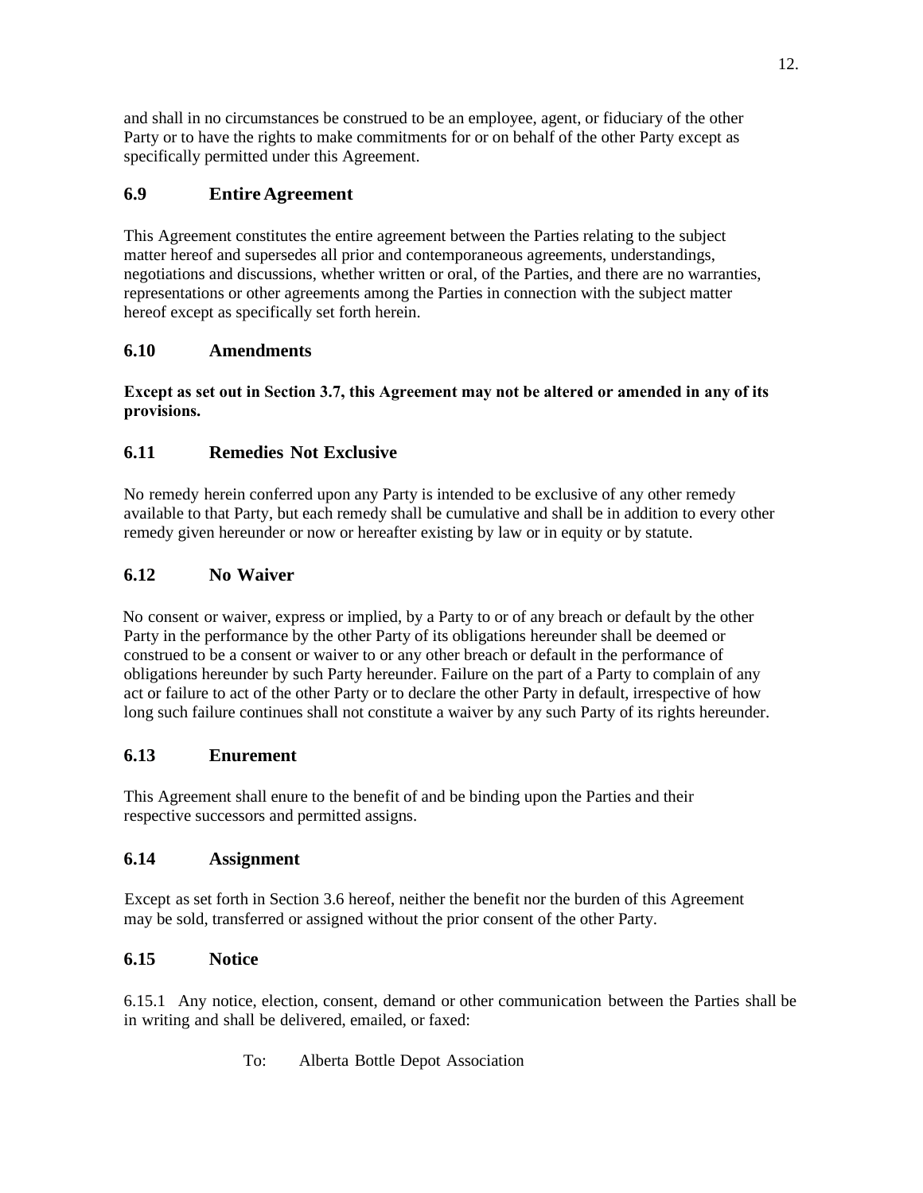and shall in no circumstances be construed to be an employee, agent, or fiduciary of the other Party or to have the rights to make commitments for or on behalf of the other Party except as specifically permitted under this Agreement.

## 6.9 Entire Agreement

This Agreement constitutes the entire agreement between the Parties relating to the subject matter hereof and supersedes all prior and contemporaneous agreements, understandings, negotiations and discussions, whether written or oral, of the Parties, and there are no warranties, representations or other agreements among the Parties in connection with the subject matter hereof except as specifically set forth herein.

## 6.10 Amendments

**Except as set out in Section 3.7, this Agreement may not be altered or amended in any of its provisions.**

## 6.11 Remedies Not Exclusive

No remedy herein conferred upon any Party is intended to be exclusive of any other remedy available to that Party, but each remedy shall be cumulative and shall be in addition to every other remedy given hereunder or now or hereafter existing by law or in equity or by statute.

## 6.12 No Waiver

No consent or waiver, express or implied, by a Party to or of any breach or default by the other Party in the performance by the other Party of its obligations hereunder shall be deemed or construed to be a consent or waiver to or any other breach or default in the performance of obligations hereunder by such Party hereunder. Failure on the part of a Party to complain of any act or failure to act of the other Party or to declare the other Party in default, irrespective of how long such failure continues shall not constitute a waiver by any such Party of its rights hereunder.

## 6.13 Enurement

This Agreement shall enure to the benefit of and be binding upon the Parties and their respective successors and permitted assigns.

## 6.14 Assignment

Except as set forth in Section 3.6 hereof, neither the benefit nor the burden of this Agreement may be sold, transferred or assigned without the prior consent of the other Party.

## 6.15 Notice

6.15.1 Any notice, election, consent, demand or other communication between the Parties shall be in writing and shall be delivered, emailed, or faxed:

To: Alberta Bottle Depot Association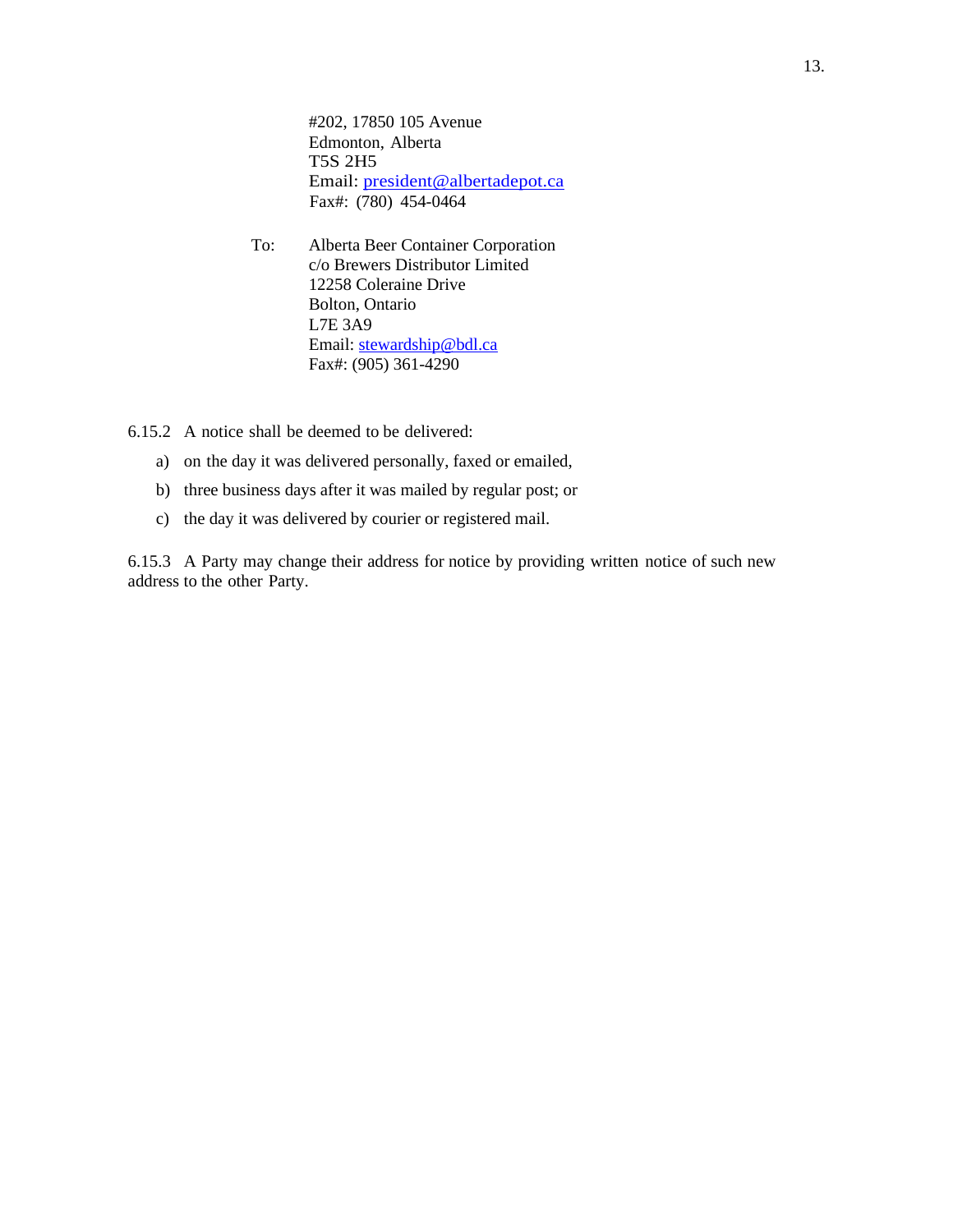#202, 17850 105 Avenue
Edmonton, Alberta
T5S 2H5
Email: president@albertadepot.ca
Fax#: (780) 454-0464

To: Alberta Beer Container Corporation
c/o Brewers Distributor Limited
12258 Coleraine Drive
Bolton, Ontario
L7E 3A9
Email: stewardship@bdl.ca
Fax#: (905) 361-4290

6.15.2 A notice shall be deemed to be delivered:

a) on the day it was delivered personally, faxed or emailed,

b) three business days after it was mailed by regular post; or

c) the day it was delivered by courier or registered mail.

6.15.3 A Party may change their address for notice by providing written notice of such new address to the other Party.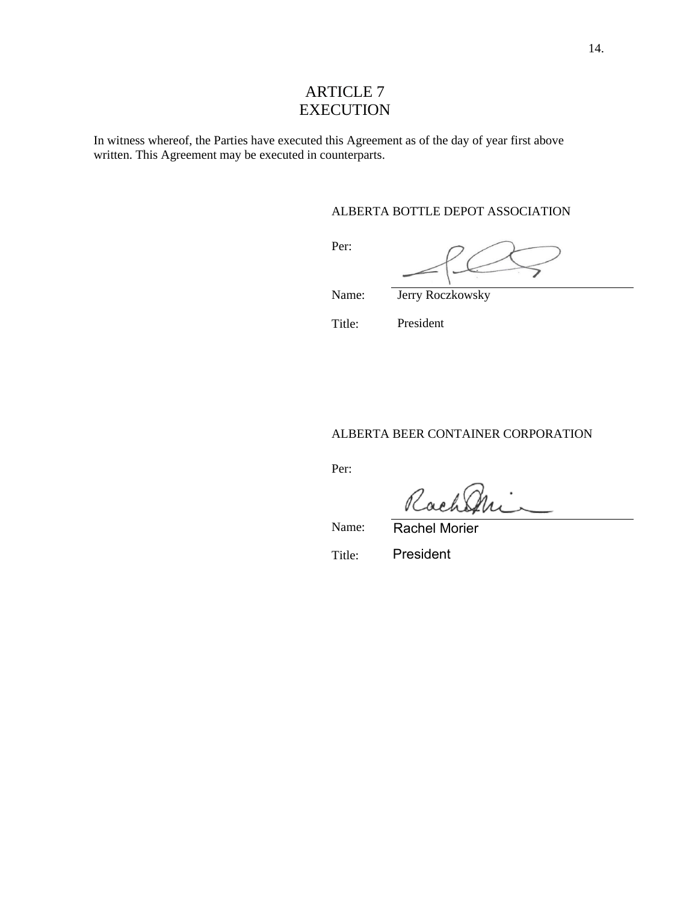# ARTICLE 7
# EXECUTION

In witness whereof, the Parties have executed this Agreement as of the day of year first above written. This Agreement may be executed in counterparts.

ALBERTA BOTTLE DEPOT ASSOCIATION

Per:

Name: Jerry Roczkowsky

Title: President

ALBERTA BEER CONTAINER CORPORATION

Per:

Name: Rachel Morier

Title: President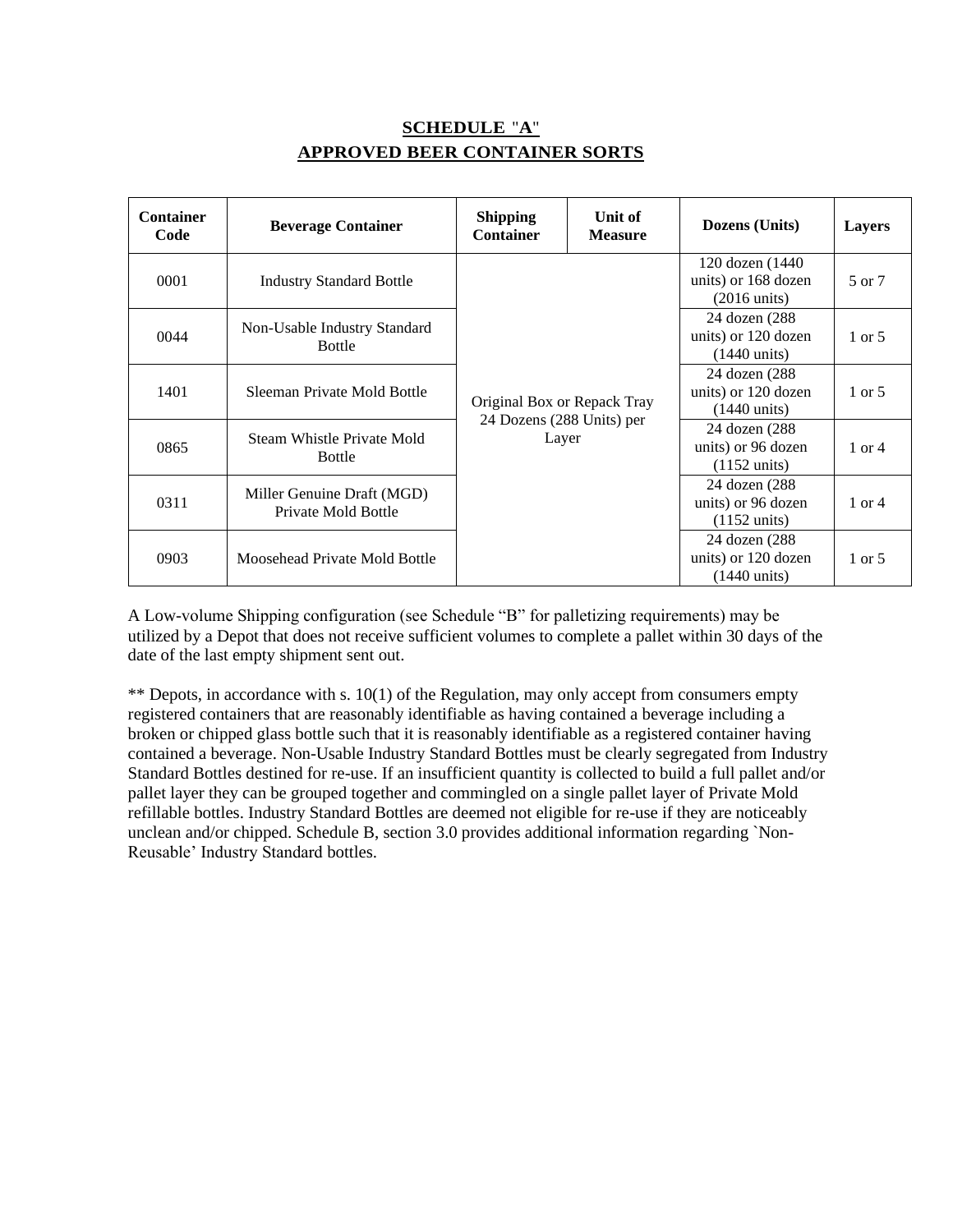## SCHEDULE "A"
## APPROVED BEER CONTAINER SORTS

| Container Code | Beverage Container | Shipping Container | Unit of Measure | Dozens (Units) | Layers |
|---|---|---|---|---|---|
| 0001 | Industry Standard Bottle | Original Box or Repack Tray | 24 Dozens (288 Units) per Layer | 120 dozen (1440 units) or 168 dozen (2016 units) | 5 or 7 |
| 0044 | Non-Usable Industry Standard Bottle | | | 24 dozen (288 units) or 120 dozen (1440 units) | 1 or 5 |
| 1401 | Sleeman Private Mold Bottle | | | 24 dozen (288 units) or 120 dozen (1440 units) | 1 or 5 |
| 0865 | Steam Whistle Private Mold Bottle | | | 24 dozen (288 units) or 96 dozen (1152 units) | 1 or 4 |
| 0311 | Miller Genuine Draft (MGD) Private Mold Bottle | | | 24 dozen (288 units) or 96 dozen (1152 units) | 1 or 4 |
| 0903 | Moosehead Private Mold Bottle | | | 24 dozen (288 units) or 120 dozen (1440 units) | 1 or 5 |

A Low-volume Shipping configuration (see Schedule "B" for palletizing requirements) may be utilized by a Depot that does not receive sufficient volumes to complete a pallet within 30 days of the date of the last empty shipment sent out.

** Depots, in accordance with s. 10(1) of the Regulation, may only accept from consumers empty registered containers that are reasonably identifiable as having contained a beverage including a broken or chipped glass bottle such that it is reasonably identifiable as a registered container having contained a beverage. Non-Usable Industry Standard Bottles must be clearly segregated from Industry Standard Bottles destined for re-use. If an insufficient quantity is collected to build a full pallet and/or pallet layer they can be grouped together and commingled on a single pallet layer of Private Mold refillable bottles. Industry Standard Bottles are deemed not eligible for re-use if they are noticeably unclean and/or chipped. Schedule B, section 3.0 provides additional information regarding `Non-Reusable' Industry Standard bottles.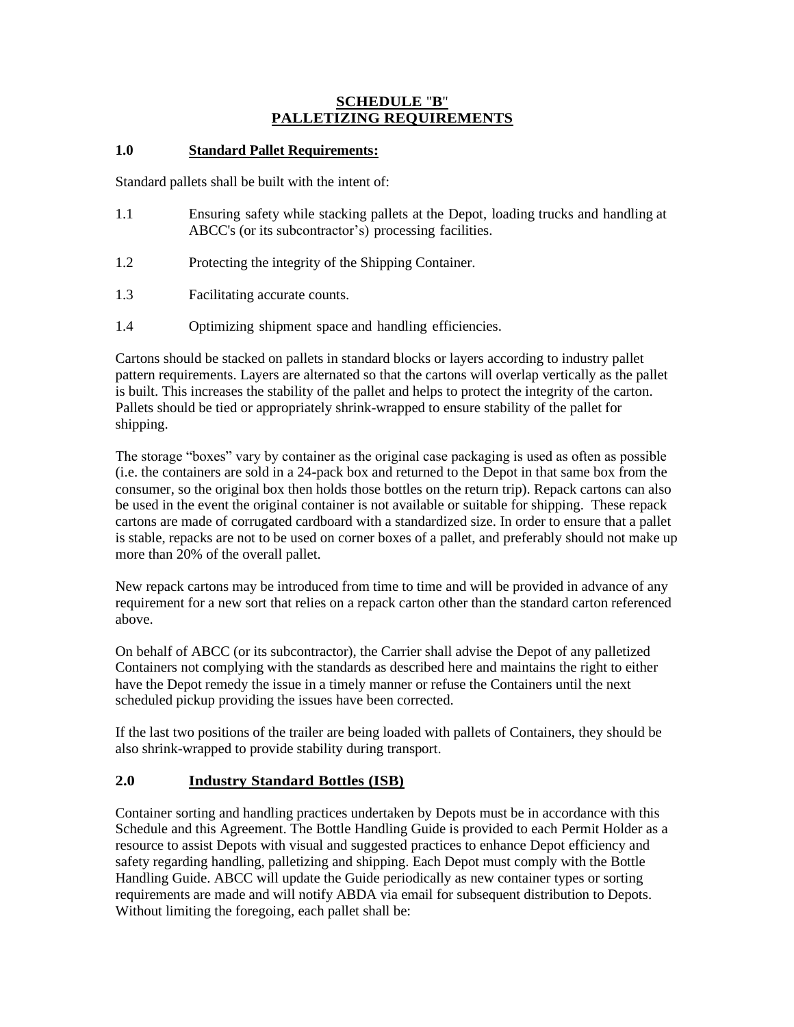# SCHEDULE "B"
# PALLETIZING REQUIREMENTS

## 1.0 Standard Pallet Requirements:

Standard pallets shall be built with the intent of:

1.1 Ensuring safety while stacking pallets at the Depot, loading trucks and handling at ABCC's (or its subcontractor's) processing facilities.

1.2 Protecting the integrity of the Shipping Container.

1.3 Facilitating accurate counts.

1.4 Optimizing shipment space and handling efficiencies.

Cartons should be stacked on pallets in standard blocks or layers according to industry pallet pattern requirements. Layers are alternated so that the cartons will overlap vertically as the pallet is built. This increases the stability of the pallet and helps to protect the integrity of the carton. Pallets should be tied or appropriately shrink-wrapped to ensure stability of the pallet for shipping.

The storage "boxes" vary by container as the original case packaging is used as often as possible (i.e. the containers are sold in a 24-pack box and returned to the Depot in that same box from the consumer, so the original box then holds those bottles on the return trip). Repack cartons can also be used in the event the original container is not available or suitable for shipping. These repack cartons are made of corrugated cardboard with a standardized size. In order to ensure that a pallet is stable, repacks are not to be used on corner boxes of a pallet, and preferably should not make up more than 20% of the overall pallet.

New repack cartons may be introduced from time to time and will be provided in advance of any requirement for a new sort that relies on a repack carton other than the standard carton referenced above.

On behalf of ABCC (or its subcontractor), the Carrier shall advise the Depot of any palletized Containers not complying with the standards as described here and maintains the right to either have the Depot remedy the issue in a timely manner or refuse the Containers until the next scheduled pickup providing the issues have been corrected.

If the last two positions of the trailer are being loaded with pallets of Containers, they should be also shrink-wrapped to provide stability during transport.

## 2.0 Industry Standard Bottles (ISB)

Container sorting and handling practices undertaken by Depots must be in accordance with this Schedule and this Agreement. The Bottle Handling Guide is provided to each Permit Holder as a resource to assist Depots with visual and suggested practices to enhance Depot efficiency and safety regarding handling, palletizing and shipping. Each Depot must comply with the Bottle Handling Guide. ABCC will update the Guide periodically as new container types or sorting requirements are made and will notify ABDA via email for subsequent distribution to Depots. Without limiting the foregoing, each pallet shall be: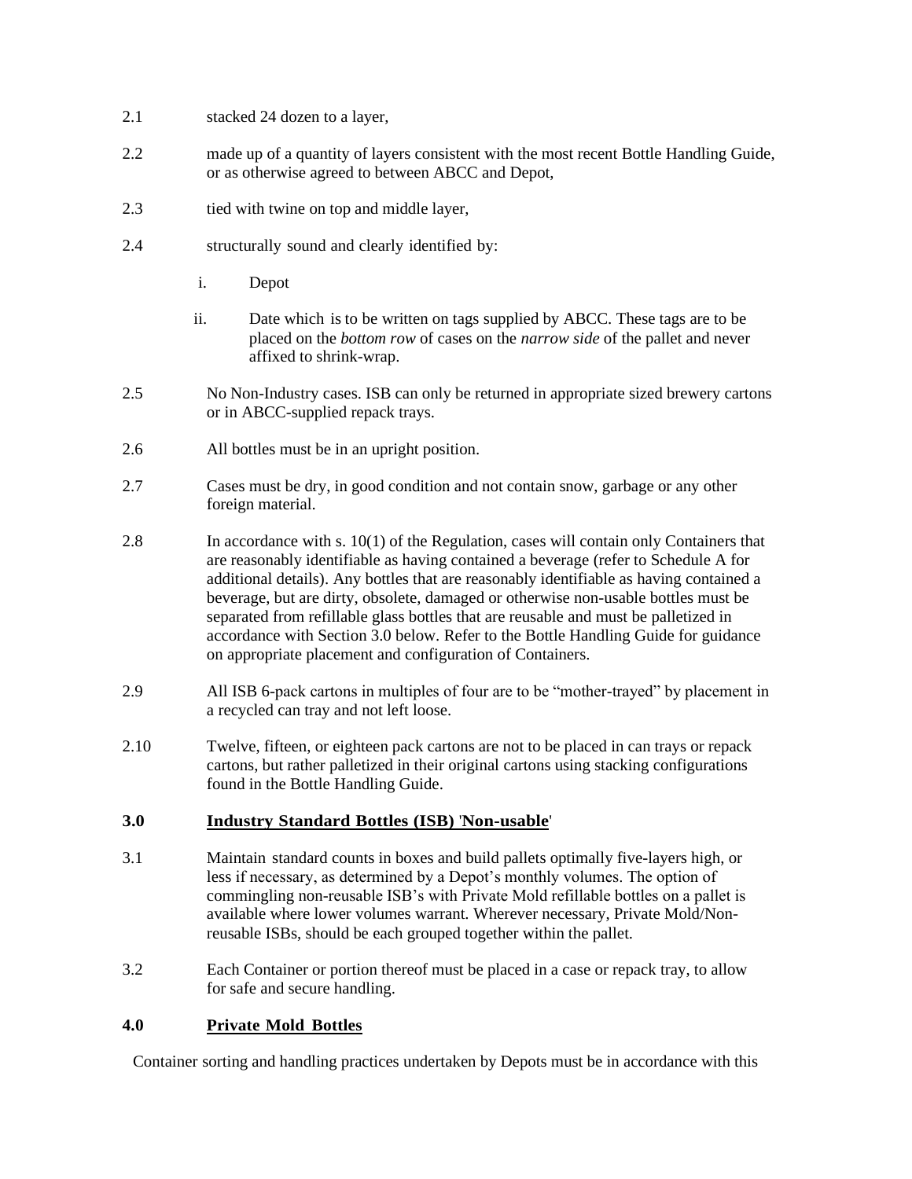2.1 stacked 24 dozen to a layer,

2.2 made up of a quantity of layers consistent with the most recent Bottle Handling Guide, or as otherwise agreed to between ABCC and Depot,

2.3 tied with twine on top and middle layer,

2.4 structurally sound and clearly identified by:

i. Depot

ii. Date which is to be written on tags supplied by ABCC. These tags are to be placed on the *bottom row* of cases on the *narrow side* of the pallet and never affixed to shrink-wrap.

2.5 No Non-Industry cases. ISB can only be returned in appropriate sized brewery cartons or in ABCC-supplied repack trays.

2.6 All bottles must be in an upright position.

2.7 Cases must be dry, in good condition and not contain snow, garbage or any other foreign material.

2.8 In accordance with s. 10(1) of the Regulation, cases will contain only Containers that are reasonably identifiable as having contained a beverage (refer to Schedule A for additional details). Any bottles that are reasonably identifiable as having contained a beverage, but are dirty, obsolete, damaged or otherwise non-usable bottles must be separated from refillable glass bottles that are reusable and must be palletized in accordance with Section 3.0 below. Refer to the Bottle Handling Guide for guidance on appropriate placement and configuration of Containers.

2.9 All ISB 6-pack cartons in multiples of four are to be "mother-trayed" by placement in a recycled can tray and not left loose.

2.10 Twelve, fifteen, or eighteen pack cartons are not to be placed in can trays or repack cartons, but rather palletized in their original cartons using stacking configurations found in the Bottle Handling Guide.

### 3.0 <u>Industry Standard Bottles (ISB) 'Non-usable'</u>

3.1 Maintain standard counts in boxes and build pallets optimally five-layers high, or less if necessary, as determined by a Depot's monthly volumes. The option of commingling non-reusable ISB's with Private Mold refillable bottles on a pallet is available where lower volumes warrant. Wherever necessary, Private Mold/Non-reusable ISBs, should be each grouped together within the pallet.

3.2 Each Container or portion thereof must be placed in a case or repack tray, to allow for safe and secure handling.

### 4.0 <u>Private Mold Bottles</u>

Container sorting and handling practices undertaken by Depots must be in accordance with this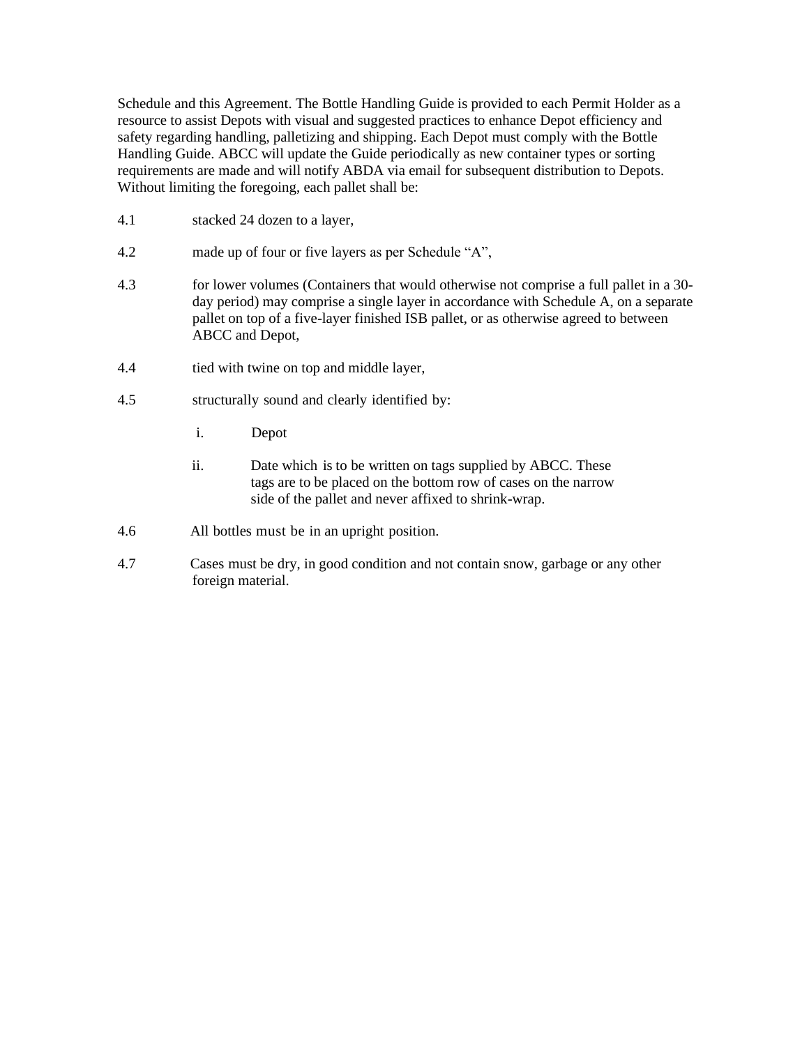Schedule and this Agreement. The Bottle Handling Guide is provided to each Permit Holder as a resource to assist Depots with visual and suggested practices to enhance Depot efficiency and safety regarding handling, palletizing and shipping. Each Depot must comply with the Bottle Handling Guide. ABCC will update the Guide periodically as new container types or sorting requirements are made and will notify ABDA via email for subsequent distribution to Depots. Without limiting the foregoing, each pallet shall be:

4.1 stacked 24 dozen to a layer,

4.2 made up of four or five layers as per Schedule "A",

4.3 for lower volumes (Containers that would otherwise not comprise a full pallet in a 30-day period) may comprise a single layer in accordance with Schedule A, on a separate pallet on top of a five-layer finished ISB pallet, or as otherwise agreed to between ABCC and Depot,

4.4 tied with twine on top and middle layer,

4.5 structurally sound and clearly identified by:

i. Depot

ii. Date which is to be written on tags supplied by ABCC. These tags are to be placed on the bottom row of cases on the narrow side of the pallet and never affixed to shrink-wrap.

4.6 All bottles must be in an upright position.

4.7 Cases must be dry, in good condition and not contain snow, garbage or any other foreign material.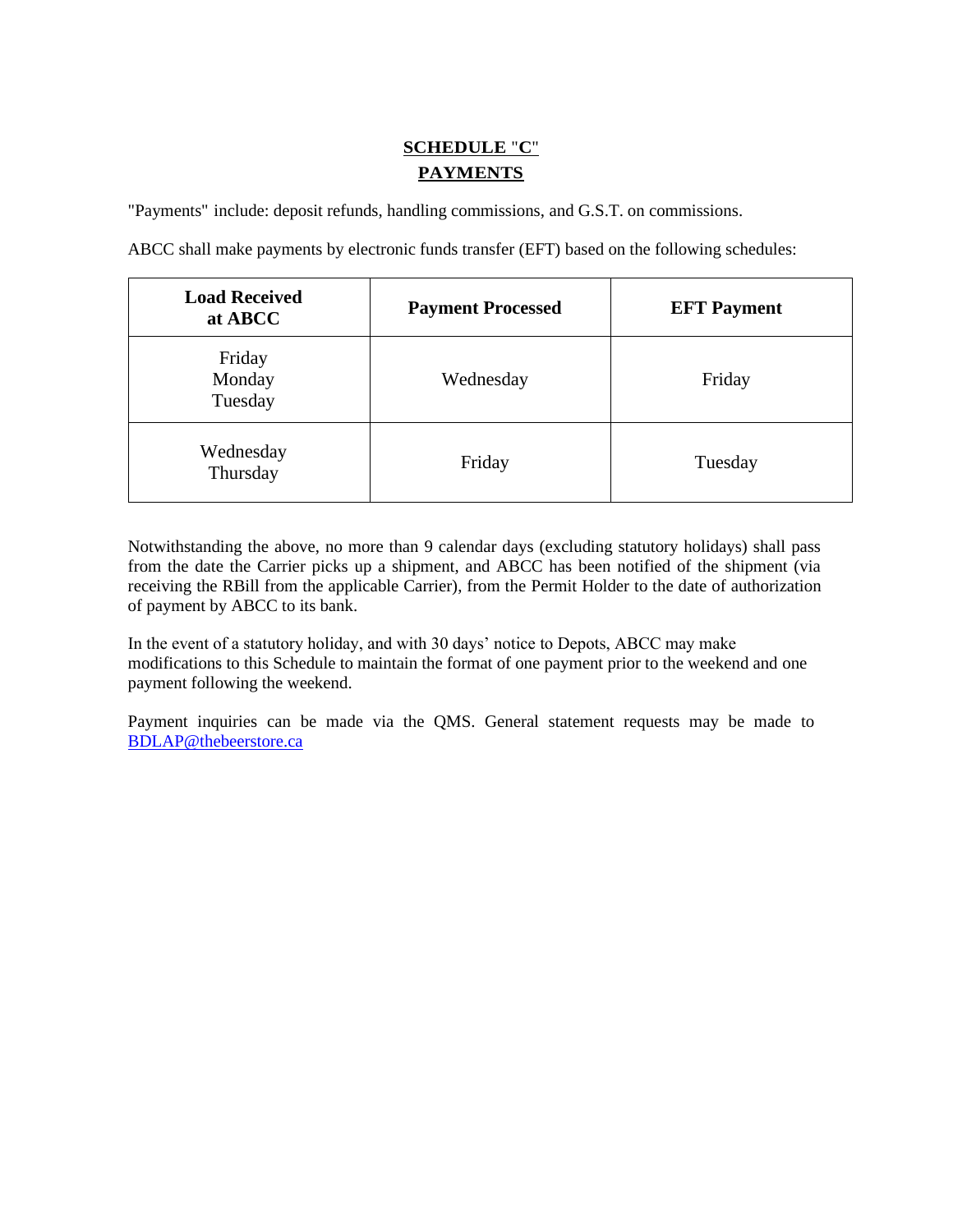# SCHEDULE "C"
## PAYMENTS

"Payments" include: deposit refunds, handling commissions, and G.S.T. on commissions.

ABCC shall make payments by electronic funds transfer (EFT) based on the following schedules:

| Load Received at ABCC | Payment Processed | EFT Payment |
|---|---|---|
| Friday<br>Monday<br>Tuesday | Wednesday | Friday |
| Wednesday<br>Thursday | Friday | Tuesday |

Notwithstanding the above, no more than 9 calendar days (excluding statutory holidays) shall pass from the date the Carrier picks up a shipment, and ABCC has been notified of the shipment (via receiving the RBill from the applicable Carrier), from the Permit Holder to the date of authorization of payment by ABCC to its bank.

In the event of a statutory holiday, and with 30 days' notice to Depots, ABCC may make modifications to this Schedule to maintain the format of one payment prior to the weekend and one payment following the weekend.

Payment inquiries can be made via the QMS. General statement requests may be made to BDLAP@thebeerstore.ca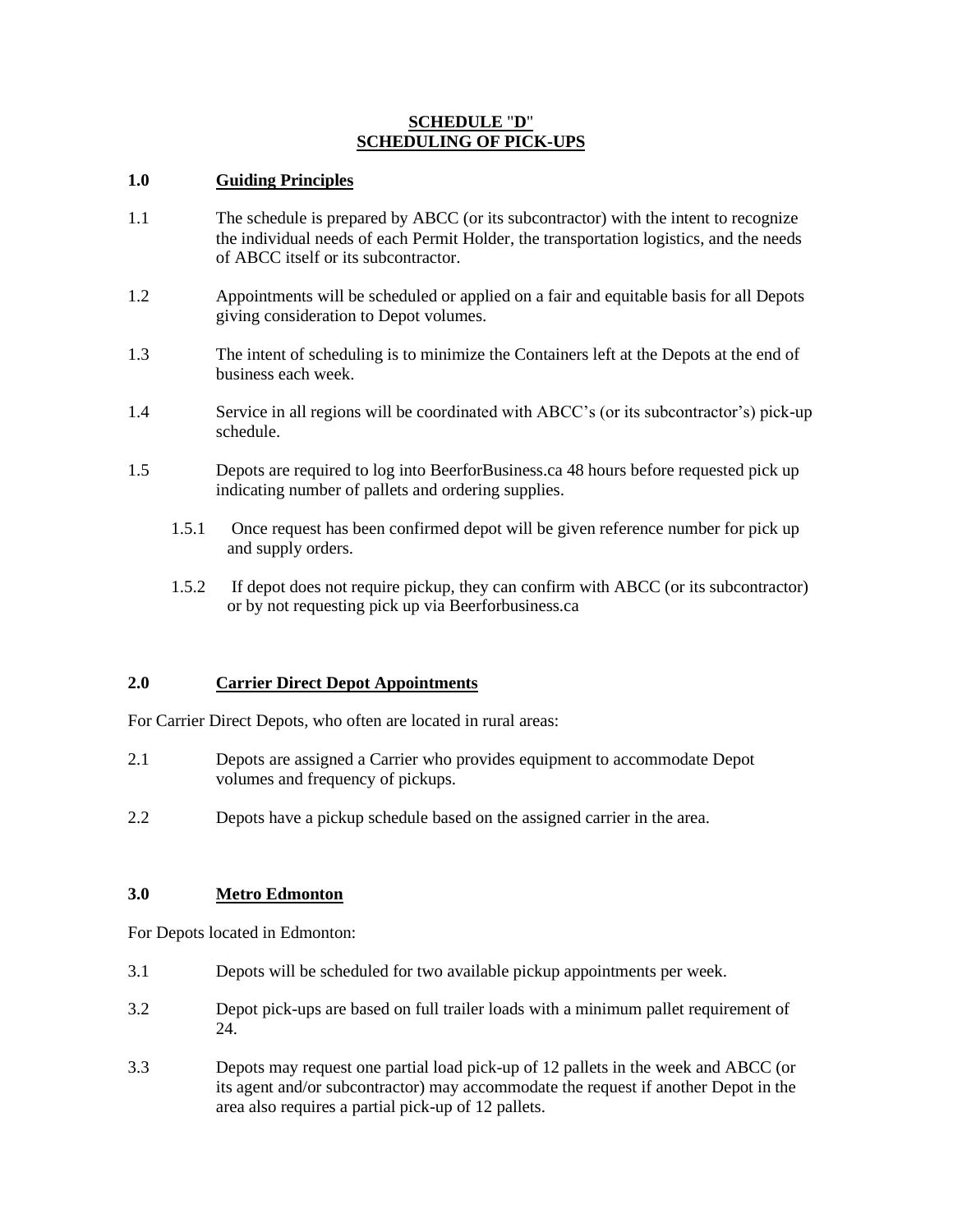**SCHEDULE "D"**
**SCHEDULING OF PICK-UPS**

**1.0 Guiding Principles**

1.1 The schedule is prepared by ABCC (or its subcontractor) with the intent to recognize the individual needs of each Permit Holder, the transportation logistics, and the needs of ABCC itself or its subcontractor.

1.2 Appointments will be scheduled or applied on a fair and equitable basis for all Depots giving consideration to Depot volumes.

1.3 The intent of scheduling is to minimize the Containers left at the Depots at the end of business each week.

1.4 Service in all regions will be coordinated with ABCC's (or its subcontractor's) pick-up schedule.

1.5 Depots are required to log into BeerforBusiness.ca 48 hours before requested pick up indicating number of pallets and ordering supplies.

1.5.1 Once request has been confirmed depot will be given reference number for pick up and supply orders.

1.5.2 If depot does not require pickup, they can confirm with ABCC (or its subcontractor) or by not requesting pick up via Beerforbusiness.ca

**2.0 Carrier Direct Depot Appointments**

For Carrier Direct Depots, who often are located in rural areas:

2.1 Depots are assigned a Carrier who provides equipment to accommodate Depot volumes and frequency of pickups.

2.2 Depots have a pickup schedule based on the assigned carrier in the area.

**3.0 Metro Edmonton**

For Depots located in Edmonton:

3.1 Depots will be scheduled for two available pickup appointments per week.

3.2 Depot pick-ups are based on full trailer loads with a minimum pallet requirement of 24.

3.3 Depots may request one partial load pick-up of 12 pallets in the week and ABCC (or its agent and/or subcontractor) may accommodate the request if another Depot in the area also requires a partial pick-up of 12 pallets.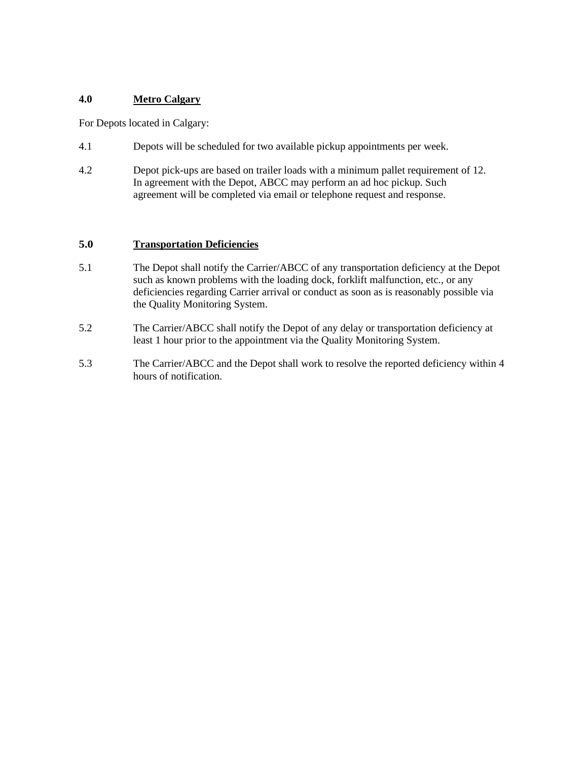## 4.0 Metro Calgary

For Depots located in Calgary:

4.1 Depots will be scheduled for two available pickup appointments per week.

4.2 Depot pick-ups are based on trailer loads with a minimum pallet requirement of 12. In agreement with the Depot, ABCC may perform an ad hoc pickup. Such agreement will be completed via email or telephone request and response.

## 5.0 Transportation Deficiencies

5.1 The Depot shall notify the Carrier/ABCC of any transportation deficiency at the Depot such as known problems with the loading dock, forklift malfunction, etc., or any deficiencies regarding Carrier arrival or conduct as soon as is reasonably possible via the Quality Monitoring System.

5.2 The Carrier/ABCC shall notify the Depot of any delay or transportation deficiency at least 1 hour prior to the appointment via the Quality Monitoring System.

5.3 The Carrier/ABCC and the Depot shall work to resolve the reported deficiency within 4 hours of notification.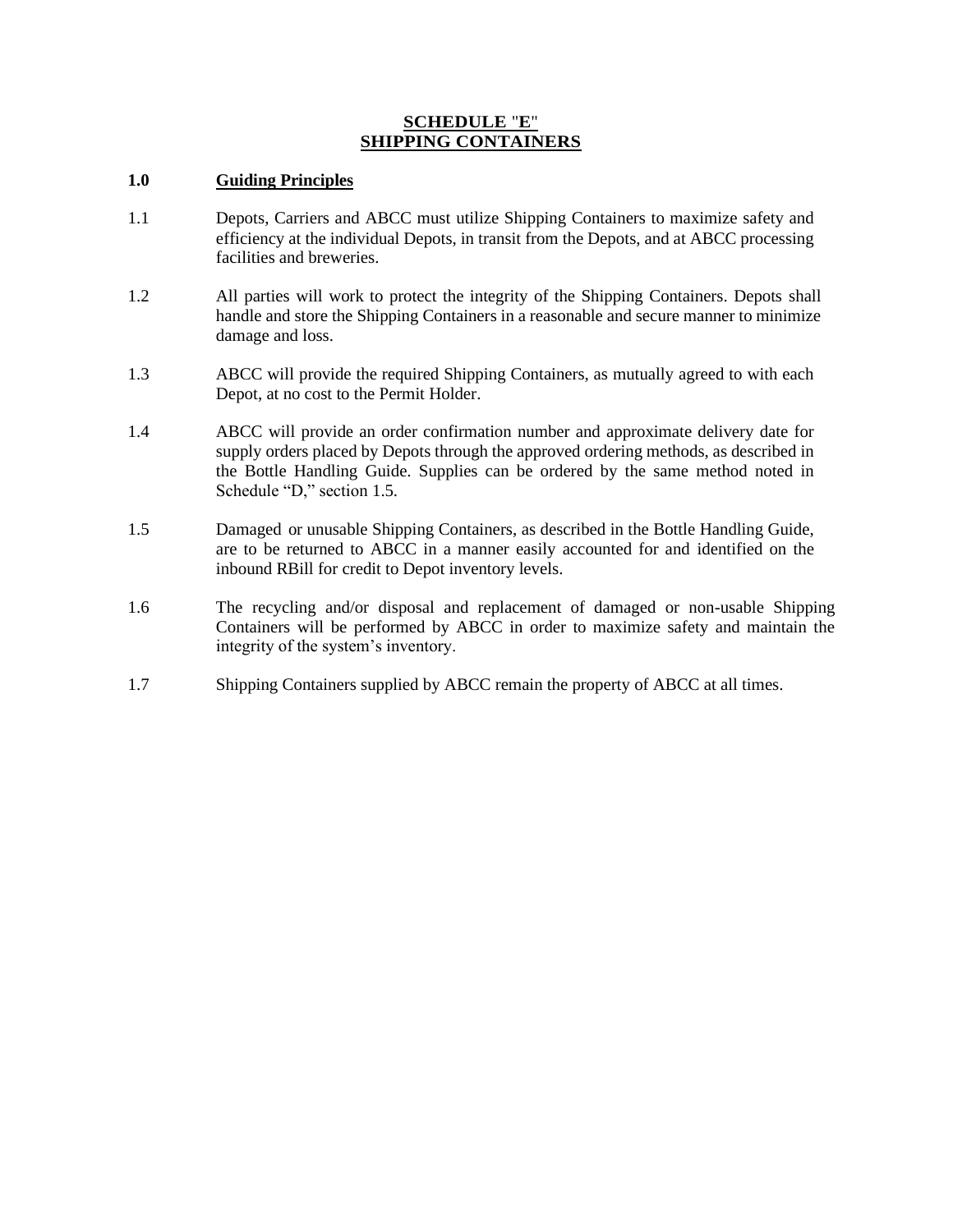# SCHEDULE "E"
# SHIPPING CONTAINERS

## 1.0 Guiding Principles

1.1 Depots, Carriers and ABCC must utilize Shipping Containers to maximize safety and efficiency at the individual Depots, in transit from the Depots, and at ABCC processing facilities and breweries.

1.2 All parties will work to protect the integrity of the Shipping Containers. Depots shall handle and store the Shipping Containers in a reasonable and secure manner to minimize damage and loss.

1.3 ABCC will provide the required Shipping Containers, as mutually agreed to with each Depot, at no cost to the Permit Holder.

1.4 ABCC will provide an order confirmation number and approximate delivery date for supply orders placed by Depots through the approved ordering methods, as described in the Bottle Handling Guide. Supplies can be ordered by the same method noted in Schedule "D," section 1.5.

1.5 Damaged or unusable Shipping Containers, as described in the Bottle Handling Guide, are to be returned to ABCC in a manner easily accounted for and identified on the inbound RBill for credit to Depot inventory levels.

1.6 The recycling and/or disposal and replacement of damaged or non-usable Shipping Containers will be performed by ABCC in order to maximize safety and maintain the integrity of the system's inventory.

1.7 Shipping Containers supplied by ABCC remain the property of ABCC at all times.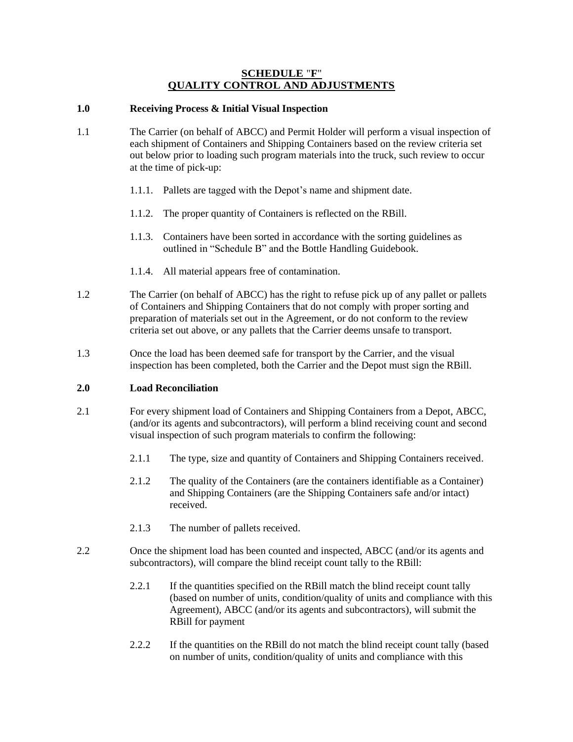**SCHEDULE "F"**
**QUALITY CONTROL AND ADJUSTMENTS**

## 1.0 Receiving Process & Initial Visual Inspection

1.1 The Carrier (on behalf of ABCC) and Permit Holder will perform a visual inspection of each shipment of Containers and Shipping Containers based on the review criteria set out below prior to loading such program materials into the truck, such review to occur at the time of pick-up:

1.1.1. Pallets are tagged with the Depot's name and shipment date.

1.1.2. The proper quantity of Containers is reflected on the RBill.

1.1.3. Containers have been sorted in accordance with the sorting guidelines as outlined in "Schedule B" and the Bottle Handling Guidebook.

1.1.4. All material appears free of contamination.

1.2 The Carrier (on behalf of ABCC) has the right to refuse pick up of any pallet or pallets of Containers and Shipping Containers that do not comply with proper sorting and preparation of materials set out in the Agreement, or do not conform to the review criteria set out above, or any pallets that the Carrier deems unsafe to transport.

1.3 Once the load has been deemed safe for transport by the Carrier, and the visual inspection has been completed, both the Carrier and the Depot must sign the RBill.

## 2.0 Load Reconciliation

2.1 For every shipment load of Containers and Shipping Containers from a Depot, ABCC, (and/or its agents and subcontractors), will perform a blind receiving count and second visual inspection of such program materials to confirm the following:

2.1.1 The type, size and quantity of Containers and Shipping Containers received.

2.1.2 The quality of the Containers (are the containers identifiable as a Container) and Shipping Containers (are the Shipping Containers safe and/or intact) received.

2.1.3 The number of pallets received.

2.2 Once the shipment load has been counted and inspected, ABCC (and/or its agents and subcontractors), will compare the blind receipt count tally to the RBill:

2.2.1 If the quantities specified on the RBill match the blind receipt count tally (based on number of units, condition/quality of units and compliance with this Agreement), ABCC (and/or its agents and subcontractors), will submit the RBill for payment

2.2.2 If the quantities on the RBill do not match the blind receipt count tally (based on number of units, condition/quality of units and compliance with this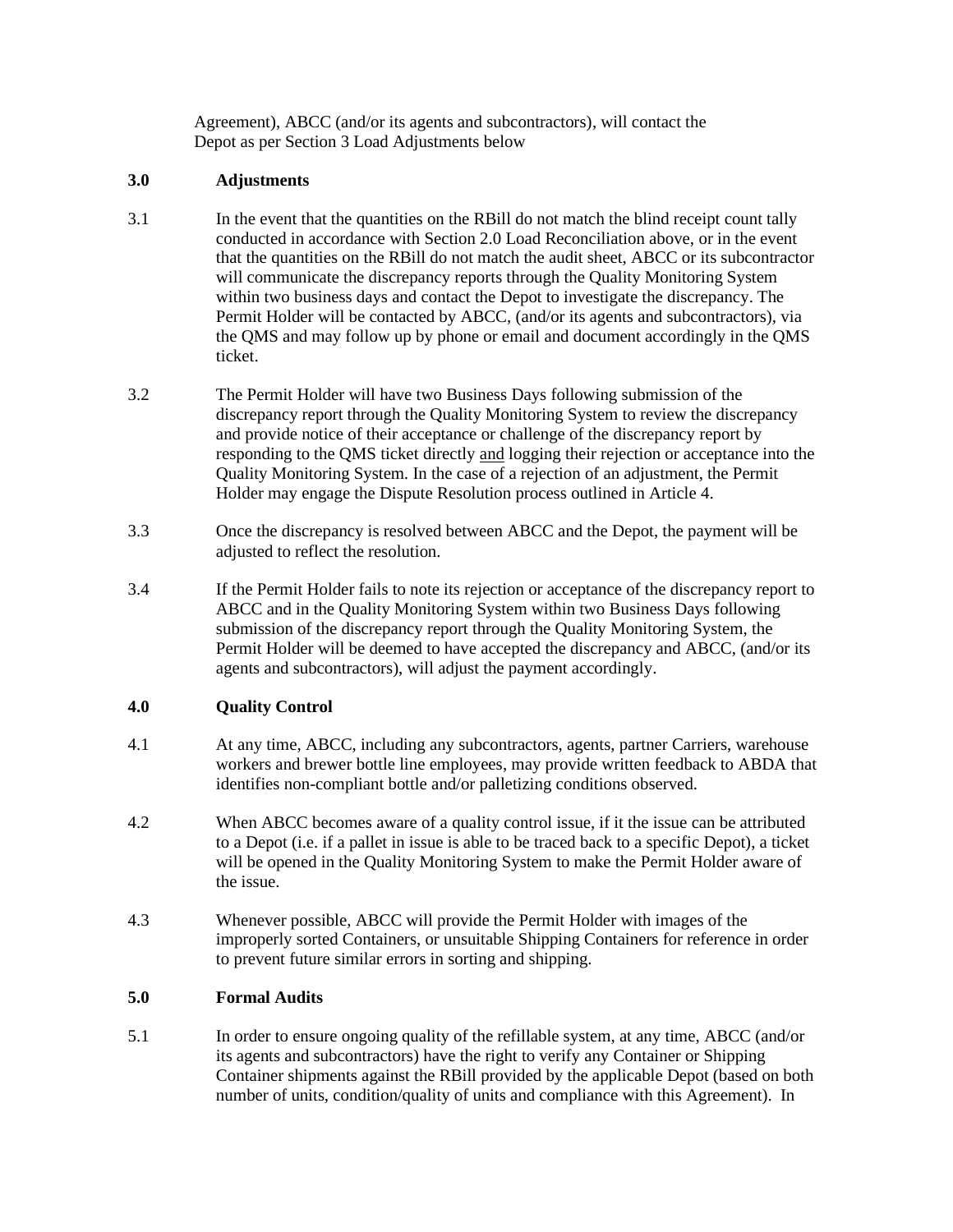Agreement), ABCC (and/or its agents and subcontractors), will contact the Depot as per Section 3 Load Adjustments below

**3.0 Adjustments**

3.1 In the event that the quantities on the RBill do not match the blind receipt count tally conducted in accordance with Section 2.0 Load Reconciliation above, or in the event that the quantities on the RBill do not match the audit sheet, ABCC or its subcontractor will communicate the discrepancy reports through the Quality Monitoring System within two business days and contact the Depot to investigate the discrepancy. The Permit Holder will be contacted by ABCC, (and/or its agents and subcontractors), via the QMS and may follow up by phone or email and document accordingly in the QMS ticket.

3.2 The Permit Holder will have two Business Days following submission of the discrepancy report through the Quality Monitoring System to review the discrepancy and provide notice of their acceptance or challenge of the discrepancy report by responding to the QMS ticket directly <u>and</u> logging their rejection or acceptance into the Quality Monitoring System. In the case of a rejection of an adjustment, the Permit Holder may engage the Dispute Resolution process outlined in Article 4.

3.3 Once the discrepancy is resolved between ABCC and the Depot, the payment will be adjusted to reflect the resolution.

3.4 If the Permit Holder fails to note its rejection or acceptance of the discrepancy report to ABCC and in the Quality Monitoring System within two Business Days following submission of the discrepancy report through the Quality Monitoring System, the Permit Holder will be deemed to have accepted the discrepancy and ABCC, (and/or its agents and subcontractors), will adjust the payment accordingly.

**4.0 Quality Control**

4.1 At any time, ABCC, including any subcontractors, agents, partner Carriers, warehouse workers and brewer bottle line employees, may provide written feedback to ABDA that identifies non-compliant bottle and/or palletizing conditions observed.

4.2 When ABCC becomes aware of a quality control issue, if it the issue can be attributed to a Depot (i.e. if a pallet in issue is able to be traced back to a specific Depot), a ticket will be opened in the Quality Monitoring System to make the Permit Holder aware of the issue.

4.3 Whenever possible, ABCC will provide the Permit Holder with images of the improperly sorted Containers, or unsuitable Shipping Containers for reference in order to prevent future similar errors in sorting and shipping.

**5.0 Formal Audits**

5.1 In order to ensure ongoing quality of the refillable system, at any time, ABCC (and/or its agents and subcontractors) have the right to verify any Container or Shipping Container shipments against the RBill provided by the applicable Depot (based on both number of units, condition/quality of units and compliance with this Agreement). In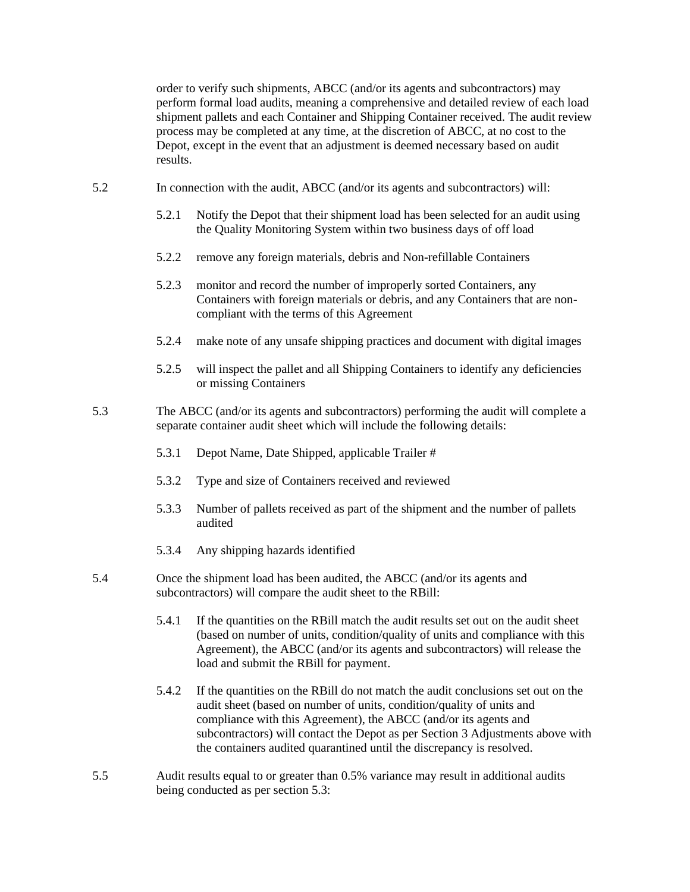order to verify such shipments, ABCC (and/or its agents and subcontractors) may perform formal load audits, meaning a comprehensive and detailed review of each load shipment pallets and each Container and Shipping Container received. The audit review process may be completed at any time, at the discretion of ABCC, at no cost to the Depot, except in the event that an adjustment is deemed necessary based on audit results.

5.2 In connection with the audit, ABCC (and/or its agents and subcontractors) will:

- 5.2.1 Notify the Depot that their shipment load has been selected for an audit using the Quality Monitoring System within two business days of off load
- 5.2.2 remove any foreign materials, debris and Non-refillable Containers
- 5.2.3 monitor and record the number of improperly sorted Containers, any Containers with foreign materials or debris, and any Containers that are non-compliant with the terms of this Agreement
- 5.2.4 make note of any unsafe shipping practices and document with digital images
- 5.2.5 will inspect the pallet and all Shipping Containers to identify any deficiencies or missing Containers

5.3 The ABCC (and/or its agents and subcontractors) performing the audit will complete a separate container audit sheet which will include the following details:

- 5.3.1 Depot Name, Date Shipped, applicable Trailer #
- 5.3.2 Type and size of Containers received and reviewed
- 5.3.3 Number of pallets received as part of the shipment and the number of pallets audited
- 5.3.4 Any shipping hazards identified

5.4 Once the shipment load has been audited, the ABCC (and/or its agents and subcontractors) will compare the audit sheet to the RBill:

- 5.4.1 If the quantities on the RBill match the audit results set out on the audit sheet (based on number of units, condition/quality of units and compliance with this Agreement), the ABCC (and/or its agents and subcontractors) will release the load and submit the RBill for payment.
- 5.4.2 If the quantities on the RBill do not match the audit conclusions set out on the audit sheet (based on number of units, condition/quality of units and compliance with this Agreement), the ABCC (and/or its agents and subcontractors) will contact the Depot as per Section 3 Adjustments above with the containers audited quarantined until the discrepancy is resolved.

5.5 Audit results equal to or greater than 0.5% variance may result in additional audits being conducted as per section 5.3: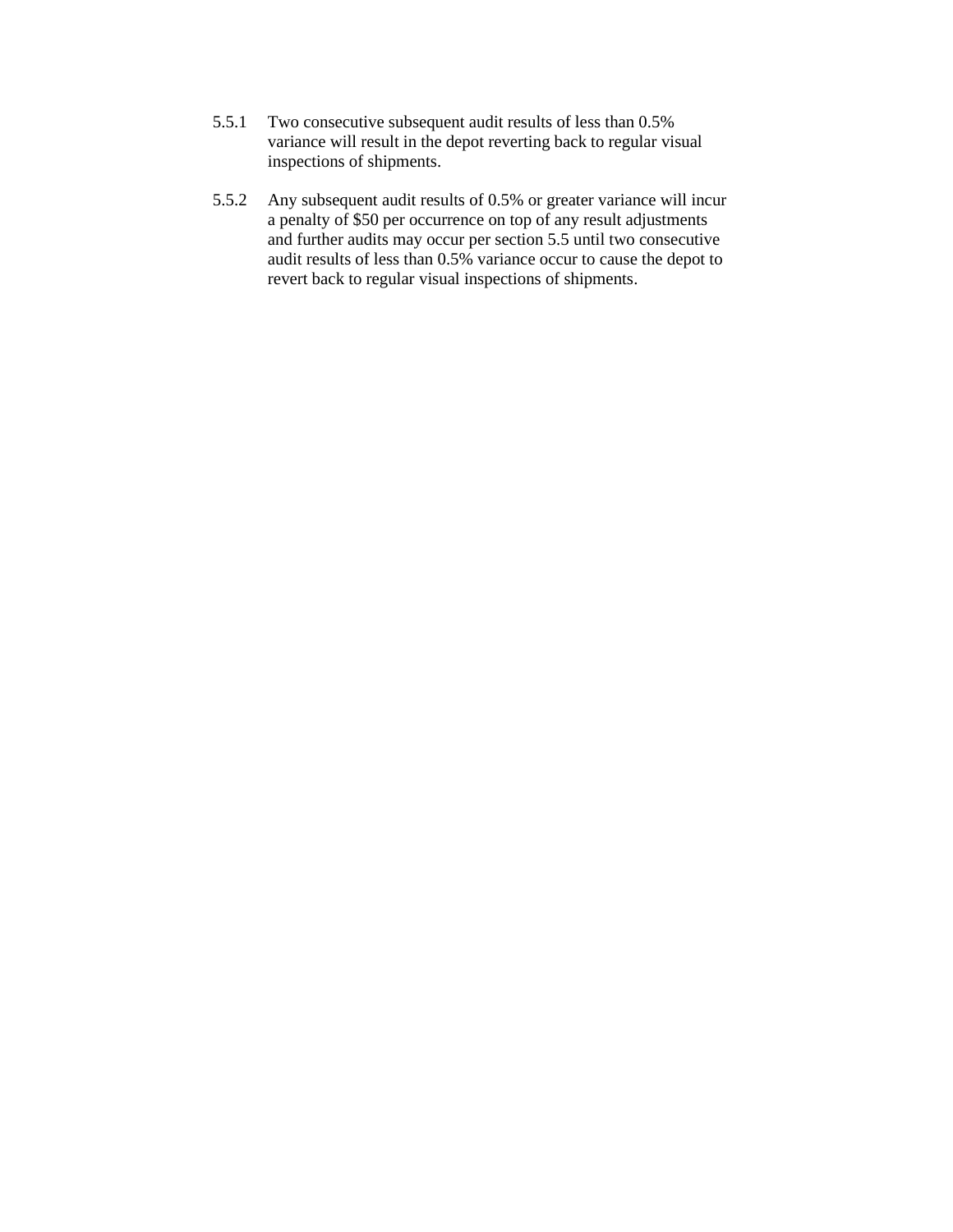5.5.1 Two consecutive subsequent audit results of less than 0.5% variance will result in the depot reverting back to regular visual inspections of shipments.

5.5.2 Any subsequent audit results of 0.5% or greater variance will incur a penalty of $50 per occurrence on top of any result adjustments and further audits may occur per section 5.5 until two consecutive audit results of less than 0.5% variance occur to cause the depot to revert back to regular visual inspections of shipments.